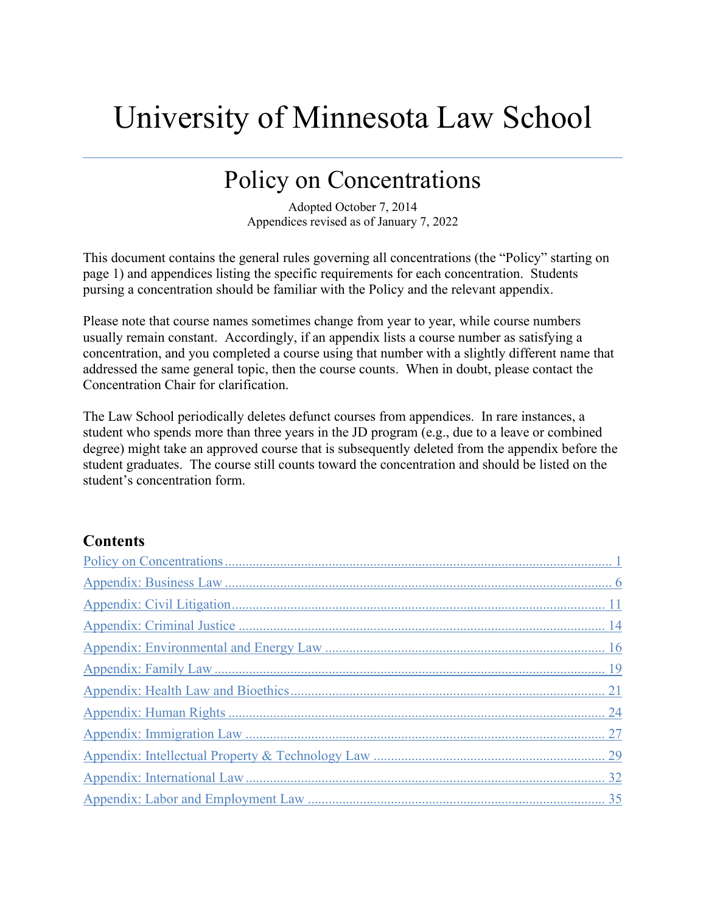# University of Minnesota Law School

## Policy on Concentrations

Adopted October 7, 2014
Appendices revised as of January 7, 2022

This document contains the general rules governing all concentrations (the "Policy" starting on page 1) and appendices listing the specific requirements for each concentration. Students pursing a concentration should be familiar with the Policy and the relevant appendix.

Please note that course names sometimes change from year to year, while course numbers usually remain constant. Accordingly, if an appendix lists a course number as satisfying a concentration, and you completed a course using that number with a slightly different name that addressed the same general topic, then the course counts. When in doubt, please contact the Concentration Chair for clarification.

The Law School periodically deletes defunct courses from appendices. In rare instances, a student who spends more than three years in the JD program (e.g., due to a leave or combined degree) might take an approved course that is subsequently deleted from the appendix before the student graduates. The course still counts toward the concentration and should be listed on the student's concentration form.

### Contents

- Policy on Concentrations ........ 1
- Appendix: Business Law ........ 6
- Appendix: Civil Litigation ........ 11
- Appendix: Criminal Justice ........ 14
- Appendix: Environmental and Energy Law ........ 16
- Appendix: Family Law ........ 19
- Appendix: Health Law and Bioethics ........ 21
- Appendix: Human Rights ........ 24
- Appendix: Immigration Law ........ 27
- Appendix: Intellectual Property & Technology Law ........ 29
- Appendix: International Law ........ 32
- Appendix: Labor and Employment Law ........ 35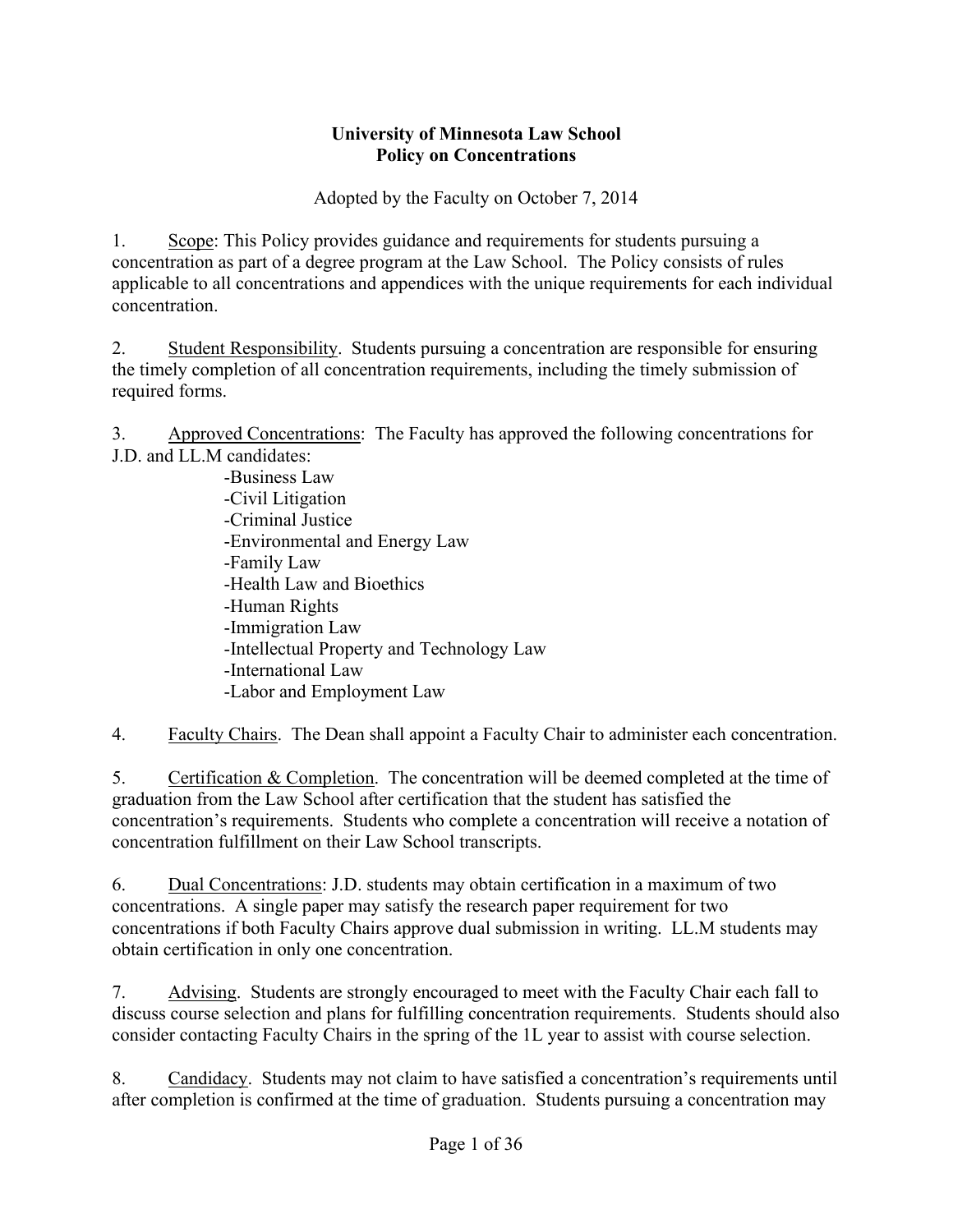**University of Minnesota Law School**
**Policy on Concentrations**

Adopted by the Faculty on October 7, 2014

1. Scope: This Policy provides guidance and requirements for students pursuing a concentration as part of a degree program at the Law School. The Policy consists of rules applicable to all concentrations and appendices with the unique requirements for each individual concentration.

2. Student Responsibility. Students pursuing a concentration are responsible for ensuring the timely completion of all concentration requirements, including the timely submission of required forms.

3. Approved Concentrations: The Faculty has approved the following concentrations for J.D. and LL.M candidates:
   - Business Law
   - Civil Litigation
   - Criminal Justice
   - Environmental and Energy Law
   - Family Law
   - Health Law and Bioethics
   - Human Rights
   - Immigration Law
   - Intellectual Property and Technology Law
   - International Law
   - Labor and Employment Law

4. Faculty Chairs. The Dean shall appoint a Faculty Chair to administer each concentration.

5. Certification & Completion. The concentration will be deemed completed at the time of graduation from the Law School after certification that the student has satisfied the concentration's requirements. Students who complete a concentration will receive a notation of concentration fulfillment on their Law School transcripts.

6. Dual Concentrations: J.D. students may obtain certification in a maximum of two concentrations. A single paper may satisfy the research paper requirement for two concentrations if both Faculty Chairs approve dual submission in writing. LL.M students may obtain certification in only one concentration.

7. Advising. Students are strongly encouraged to meet with the Faculty Chair each fall to discuss course selection and plans for fulfilling concentration requirements. Students should also consider contacting Faculty Chairs in the spring of the 1L year to assist with course selection.

8. Candidacy. Students may not claim to have satisfied a concentration's requirements until after completion is confirmed at the time of graduation. Students pursuing a concentration may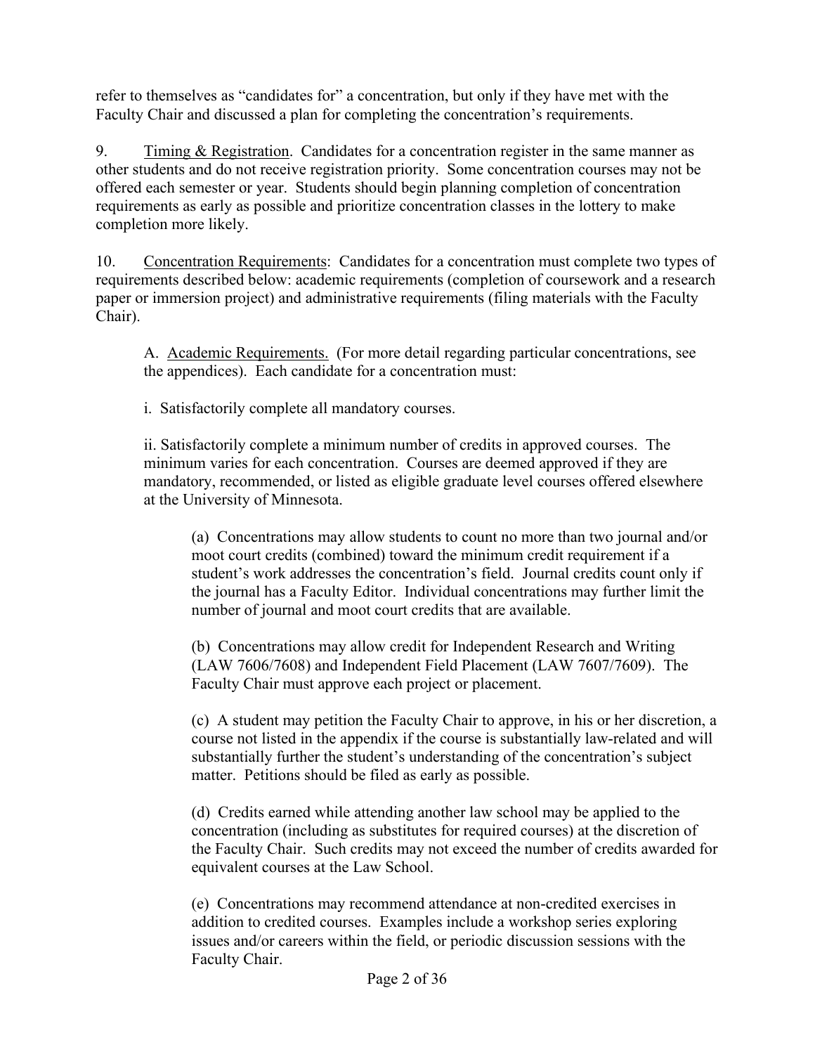refer to themselves as "candidates for" a concentration, but only if they have met with the Faculty Chair and discussed a plan for completing the concentration's requirements.

9. Timing & Registration. Candidates for a concentration register in the same manner as other students and do not receive registration priority. Some concentration courses may not be offered each semester or year. Students should begin planning completion of concentration requirements as early as possible and prioritize concentration classes in the lottery to make completion more likely.

10. Concentration Requirements: Candidates for a concentration must complete two types of requirements described below: academic requirements (completion of coursework and a research paper or immersion project) and administrative requirements (filing materials with the Faculty Chair).

A. Academic Requirements. (For more detail regarding particular concentrations, see the appendices). Each candidate for a concentration must:

i. Satisfactorily complete all mandatory courses.

ii. Satisfactorily complete a minimum number of credits in approved courses. The minimum varies for each concentration. Courses are deemed approved if they are mandatory, recommended, or listed as eligible graduate level courses offered elsewhere at the University of Minnesota.

(a) Concentrations may allow students to count no more than two journal and/or moot court credits (combined) toward the minimum credit requirement if a student's work addresses the concentration's field. Journal credits count only if the journal has a Faculty Editor. Individual concentrations may further limit the number of journal and moot court credits that are available.

(b) Concentrations may allow credit for Independent Research and Writing (LAW 7606/7608) and Independent Field Placement (LAW 7607/7609). The Faculty Chair must approve each project or placement.

(c) A student may petition the Faculty Chair to approve, in his or her discretion, a course not listed in the appendix if the course is substantially law-related and will substantially further the student's understanding of the concentration's subject matter. Petitions should be filed as early as possible.

(d) Credits earned while attending another law school may be applied to the concentration (including as substitutes for required courses) at the discretion of the Faculty Chair. Such credits may not exceed the number of credits awarded for equivalent courses at the Law School.

(e) Concentrations may recommend attendance at non-credited exercises in addition to credited courses. Examples include a workshop series exploring issues and/or careers within the field, or periodic discussion sessions with the Faculty Chair.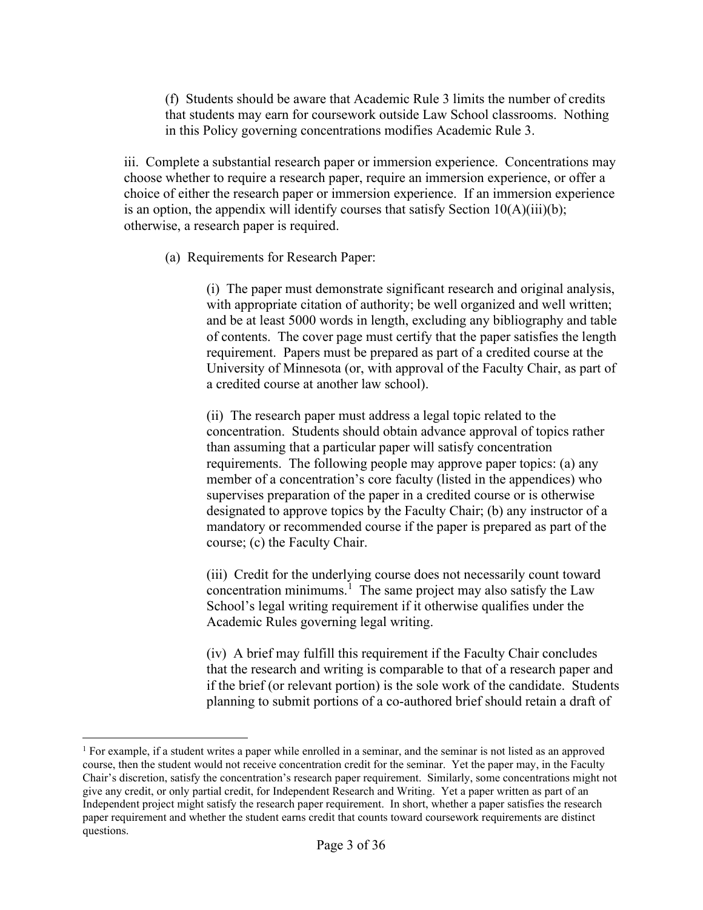(f) Students should be aware that Academic Rule 3 limits the number of credits that students may earn for coursework outside Law School classrooms. Nothing in this Policy governing concentrations modifies Academic Rule 3.

iii. Complete a substantial research paper or immersion experience. Concentrations may choose whether to require a research paper, require an immersion experience, or offer a choice of either the research paper or immersion experience. If an immersion experience is an option, the appendix will identify courses that satisfy Section 10(A)(iii)(b); otherwise, a research paper is required.

(a) Requirements for Research Paper:

(i) The paper must demonstrate significant research and original analysis, with appropriate citation of authority; be well organized and well written; and be at least 5000 words in length, excluding any bibliography and table of contents. The cover page must certify that the paper satisfies the length requirement. Papers must be prepared as part of a credited course at the University of Minnesota (or, with approval of the Faculty Chair, as part of a credited course at another law school).

(ii) The research paper must address a legal topic related to the concentration. Students should obtain advance approval of topics rather than assuming that a particular paper will satisfy concentration requirements. The following people may approve paper topics: (a) any member of a concentration's core faculty (listed in the appendices) who supervises preparation of the paper in a credited course or is otherwise designated to approve topics by the Faculty Chair; (b) any instructor of a mandatory or recommended course if the paper is prepared as part of the course; (c) the Faculty Chair.

(iii) Credit for the underlying course does not necessarily count toward concentration minimums.[1] The same project may also satisfy the Law School's legal writing requirement if it otherwise qualifies under the Academic Rules governing legal writing.

(iv) A brief may fulfill this requirement if the Faculty Chair concludes that the research and writing is comparable to that of a research paper and if the brief (or relevant portion) is the sole work of the candidate. Students planning to submit portions of a co-authored brief should retain a draft of

[1] For example, if a student writes a paper while enrolled in a seminar, and the seminar is not listed as an approved course, then the student would not receive concentration credit for the seminar. Yet the paper may, in the Faculty Chair's discretion, satisfy the concentration's research paper requirement. Similarly, some concentrations might not give any credit, or only partial credit, for Independent Research and Writing. Yet a paper written as part of an Independent project might satisfy the research paper requirement. In short, whether a paper satisfies the research paper requirement and whether the student earns credit that counts toward coursework requirements are distinct questions.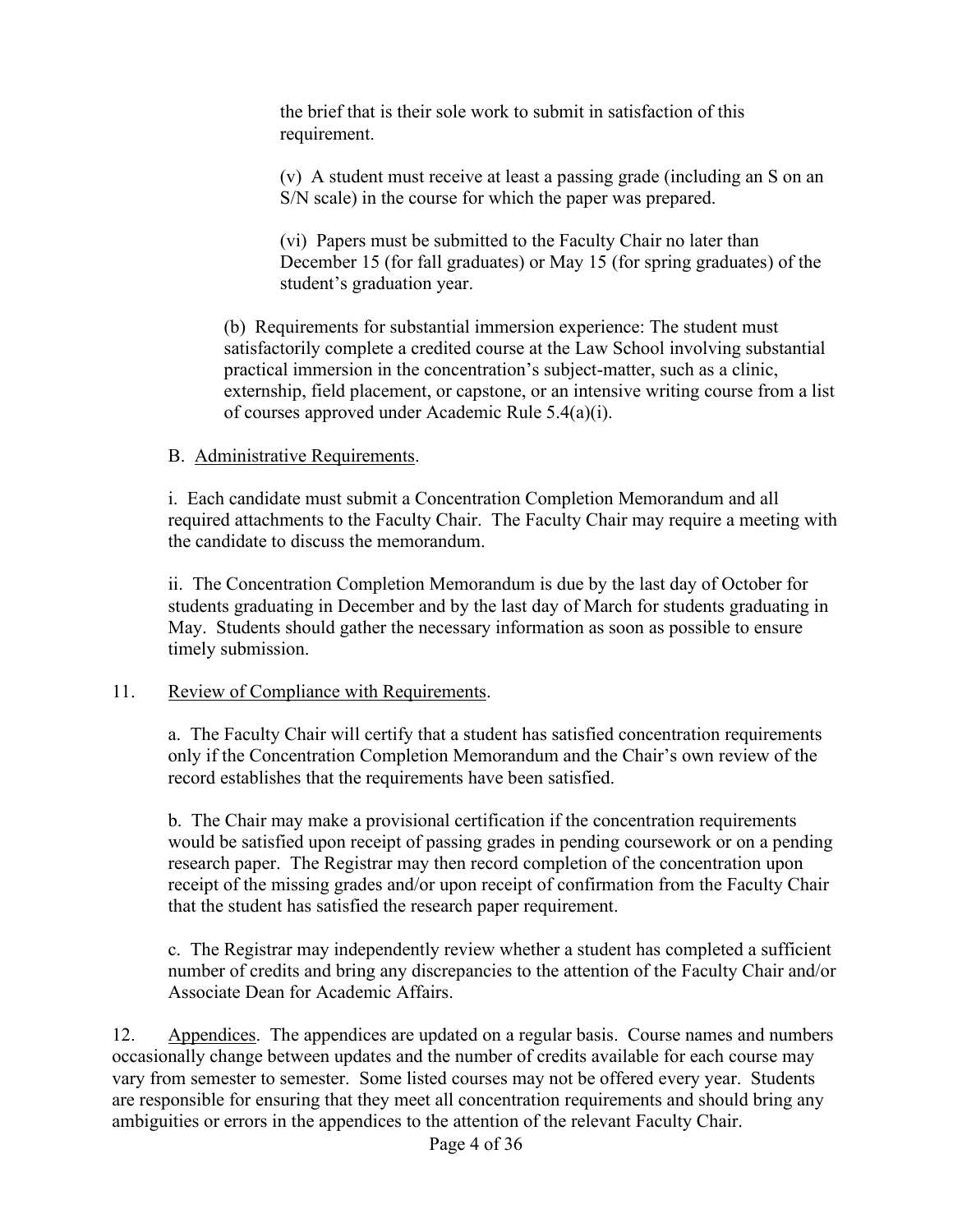the brief that is their sole work to submit in satisfaction of this requirement.

(v) A student must receive at least a passing grade (including an S on an S/N scale) in the course for which the paper was prepared.

(vi) Papers must be submitted to the Faculty Chair no later than December 15 (for fall graduates) or May 15 (for spring graduates) of the student's graduation year.

(b) Requirements for substantial immersion experience: The student must satisfactorily complete a credited course at the Law School involving substantial practical immersion in the concentration's subject-matter, such as a clinic, externship, field placement, or capstone, or an intensive writing course from a list of courses approved under Academic Rule 5.4(a)(i).

B. Administrative Requirements.

i. Each candidate must submit a Concentration Completion Memorandum and all required attachments to the Faculty Chair. The Faculty Chair may require a meeting with the candidate to discuss the memorandum.

ii. The Concentration Completion Memorandum is due by the last day of October for students graduating in December and by the last day of March for students graduating in May. Students should gather the necessary information as soon as possible to ensure timely submission.

11. Review of Compliance with Requirements.

a. The Faculty Chair will certify that a student has satisfied concentration requirements only if the Concentration Completion Memorandum and the Chair's own review of the record establishes that the requirements have been satisfied.

b. The Chair may make a provisional certification if the concentration requirements would be satisfied upon receipt of passing grades in pending coursework or on a pending research paper. The Registrar may then record completion of the concentration upon receipt of the missing grades and/or upon receipt of confirmation from the Faculty Chair that the student has satisfied the research paper requirement.

c. The Registrar may independently review whether a student has completed a sufficient number of credits and bring any discrepancies to the attention of the Faculty Chair and/or Associate Dean for Academic Affairs.

12. Appendices. The appendices are updated on a regular basis. Course names and numbers occasionally change between updates and the number of credits available for each course may vary from semester to semester. Some listed courses may not be offered every year. Students are responsible for ensuring that they meet all concentration requirements and should bring any ambiguities or errors in the appendices to the attention of the relevant Faculty Chair.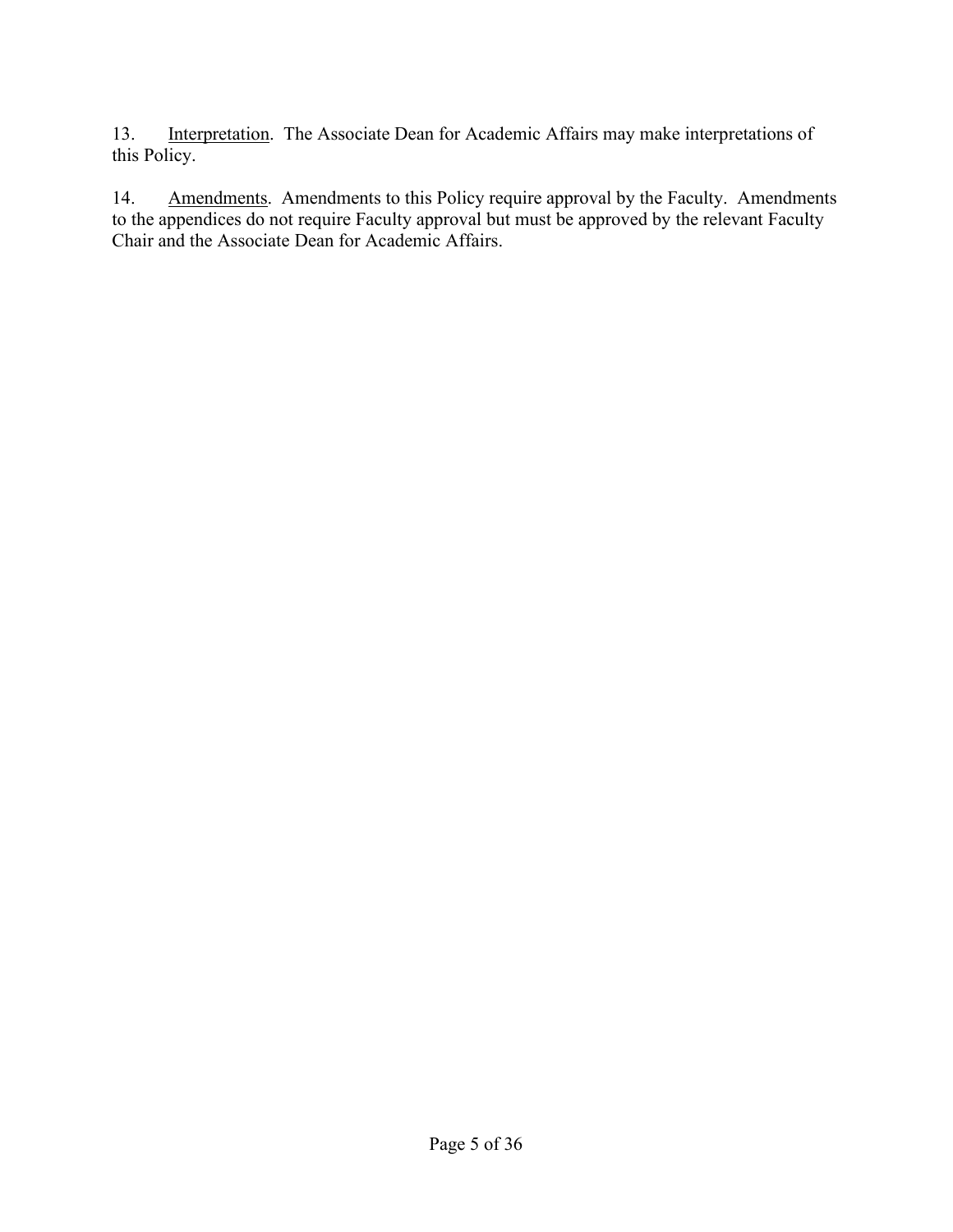13. Interpretation. The Associate Dean for Academic Affairs may make interpretations of this Policy.

14. Amendments. Amendments to this Policy require approval by the Faculty. Amendments to the appendices do not require Faculty approval but must be approved by the relevant Faculty Chair and the Associate Dean for Academic Affairs.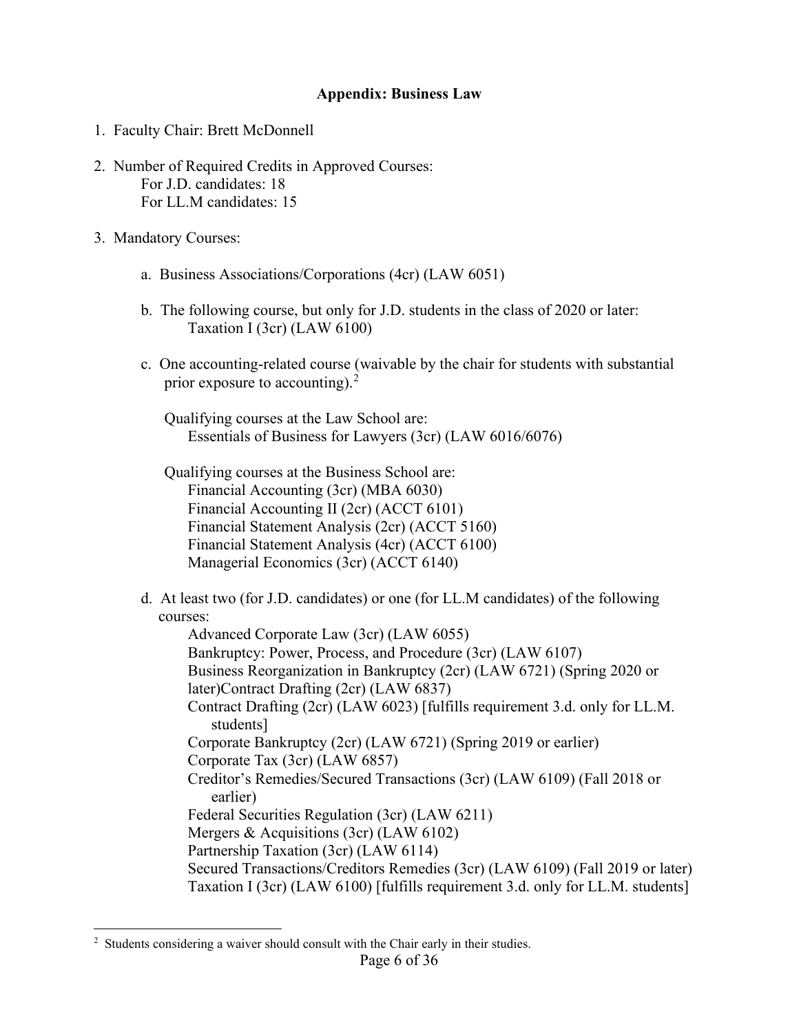## Appendix: Business Law

1. Faculty Chair: Brett McDonnell

2. Number of Required Credits in Approved Courses:
   For J.D. candidates: 18
   For LL.M candidates: 15

3. Mandatory Courses:

   a. Business Associations/Corporations (4cr) (LAW 6051)

   b. The following course, but only for J.D. students in the class of 2020 or later:
      Taxation I (3cr) (LAW 6100)

   c. One accounting-related course (waivable by the chair for students with substantial prior exposure to accounting).[2]

      Qualifying courses at the Law School are:
      Essentials of Business for Lawyers (3cr) (LAW 6016/6076)

      Qualifying courses at the Business School are:
      Financial Accounting (3cr) (MBA 6030)
      Financial Accounting II (2cr) (ACCT 6101)
      Financial Statement Analysis (2cr) (ACCT 5160)
      Financial Statement Analysis (4cr) (ACCT 6100)
      Managerial Economics (3cr) (ACCT 6140)

   d. At least two (for J.D. candidates) or one (for LL.M candidates) of the following courses:
      Advanced Corporate Law (3cr) (LAW 6055)
      Bankruptcy: Power, Process, and Procedure (3cr) (LAW 6107)
      Business Reorganization in Bankruptcy (2cr) (LAW 6721) (Spring 2020 or later)Contract Drafting (2cr) (LAW 6837)
      Contract Drafting (2cr) (LAW 6023) [fulfills requirement 3.d. only for LL.M. students]
      Corporate Bankruptcy (2cr) (LAW 6721) (Spring 2019 or earlier)
      Corporate Tax (3cr) (LAW 6857)
      Creditor's Remedies/Secured Transactions (3cr) (LAW 6109) (Fall 2018 or earlier)
      Federal Securities Regulation (3cr) (LAW 6211)
      Mergers & Acquisitions (3cr) (LAW 6102)
      Partnership Taxation (3cr) (LAW 6114)
      Secured Transactions/Creditors Remedies (3cr) (LAW 6109) (Fall 2019 or later)
      Taxation I (3cr) (LAW 6100) [fulfills requirement 3.d. only for LL.M. students]

[2] Students considering a waiver should consult with the Chair early in their studies.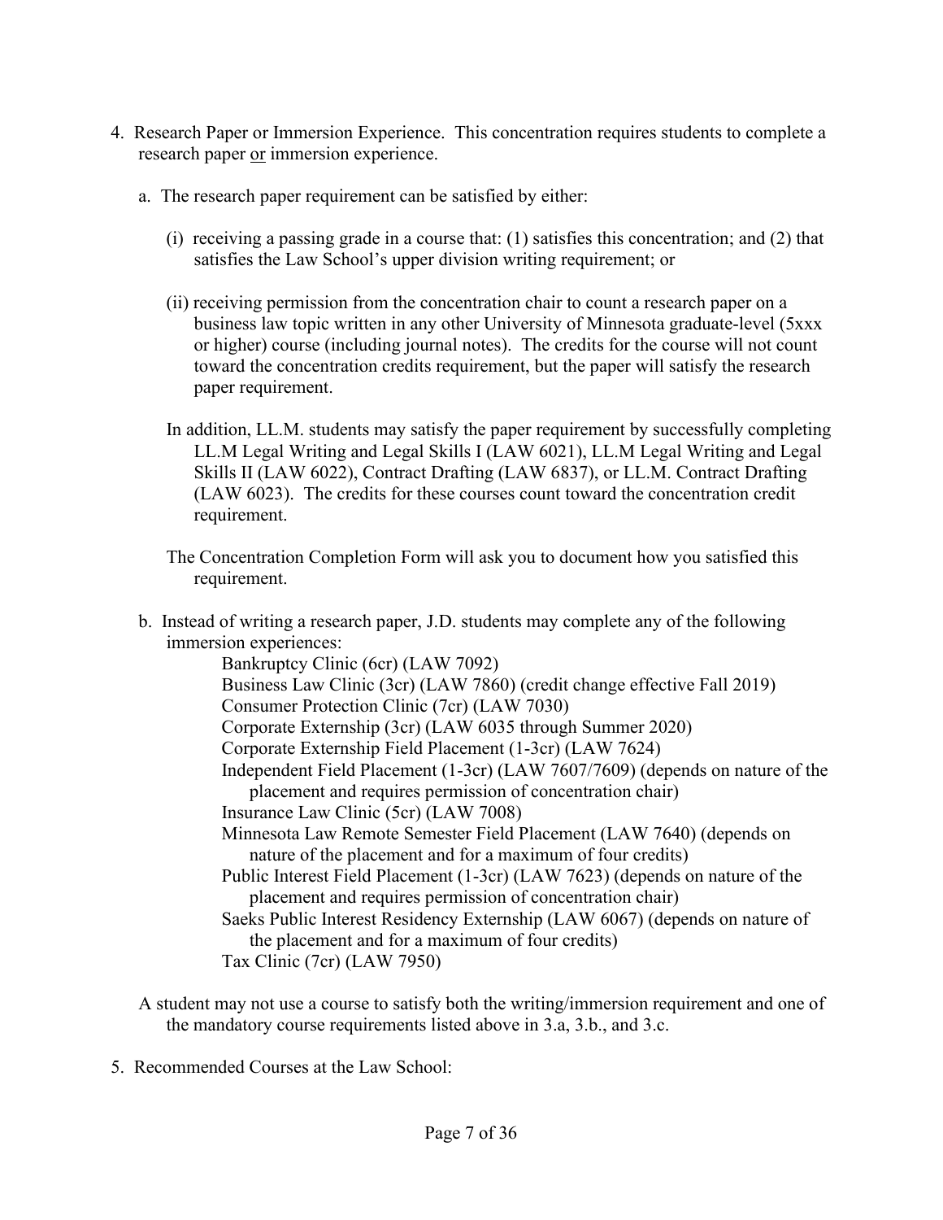4. Research Paper or Immersion Experience. This concentration requires students to complete a research paper or immersion experience.

   a. The research paper requirement can be satisfied by either:

      (i) receiving a passing grade in a course that: (1) satisfies this concentration; and (2) that satisfies the Law School's upper division writing requirement; or

      (ii) receiving permission from the concentration chair to count a research paper on a business law topic written in any other University of Minnesota graduate-level (5xxx or higher) course (including journal notes). The credits for the course will not count toward the concentration credits requirement, but the paper will satisfy the research paper requirement.

      In addition, LL.M. students may satisfy the paper requirement by successfully completing LL.M Legal Writing and Legal Skills I (LAW 6021), LL.M Legal Writing and Legal Skills II (LAW 6022), Contract Drafting (LAW 6837), or LL.M. Contract Drafting (LAW 6023). The credits for these courses count toward the concentration credit requirement.

      The Concentration Completion Form will ask you to document how you satisfied this requirement.

   b. Instead of writing a research paper, J.D. students may complete any of the following immersion experiences:
      - Bankruptcy Clinic (6cr) (LAW 7092)
      - Business Law Clinic (3cr) (LAW 7860) (credit change effective Fall 2019)
      - Consumer Protection Clinic (7cr) (LAW 7030)
      - Corporate Externship (3cr) (LAW 6035 through Summer 2020)
      - Corporate Externship Field Placement (1-3cr) (LAW 7624)
      - Independent Field Placement (1-3cr) (LAW 7607/7609) (depends on nature of the placement and requires permission of concentration chair)
      - Insurance Law Clinic (5cr) (LAW 7008)
      - Minnesota Law Remote Semester Field Placement (LAW 7640) (depends on nature of the placement and for a maximum of four credits)
      - Public Interest Field Placement (1-3cr) (LAW 7623) (depends on nature of the placement and requires permission of concentration chair)
      - Saeks Public Interest Residency Externship (LAW 6067) (depends on nature of the placement and for a maximum of four credits)
      - Tax Clinic (7cr) (LAW 7950)

   A student may not use a course to satisfy both the writing/immersion requirement and one of the mandatory course requirements listed above in 3.a, 3.b., and 3.c.

5. Recommended Courses at the Law School: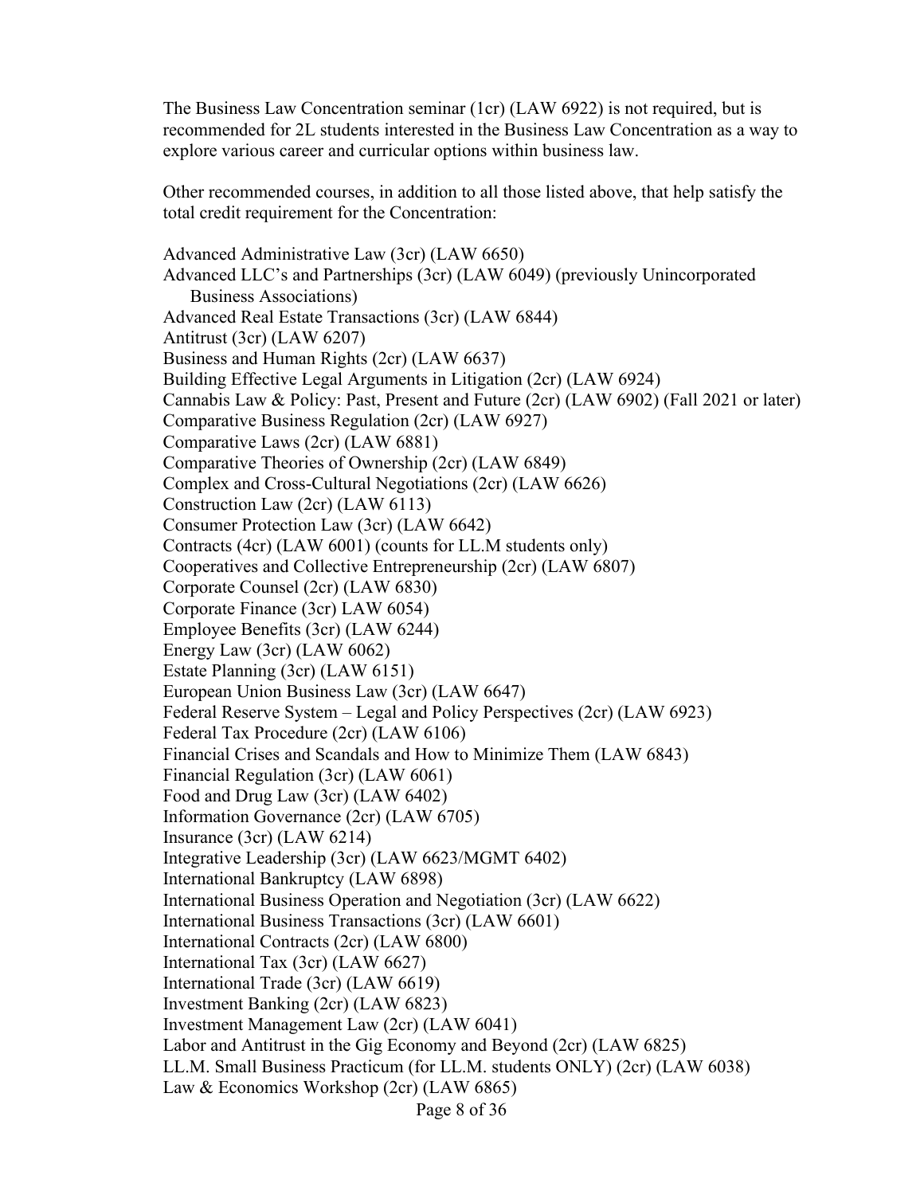The Business Law Concentration seminar (1cr) (LAW 6922) is not required, but is recommended for 2L students interested in the Business Law Concentration as a way to explore various career and curricular options within business law.

Other recommended courses, in addition to all those listed above, that help satisfy the total credit requirement for the Concentration:

Advanced Administrative Law (3cr) (LAW 6650)
Advanced LLC's and Partnerships (3cr) (LAW 6049) (previously Unincorporated Business Associations)
Advanced Real Estate Transactions (3cr) (LAW 6844)
Antitrust (3cr) (LAW 6207)
Business and Human Rights (2cr) (LAW 6637)
Building Effective Legal Arguments in Litigation (2cr) (LAW 6924)
Cannabis Law & Policy: Past, Present and Future (2cr) (LAW 6902) (Fall 2021 or later)
Comparative Business Regulation (2cr) (LAW 6927)
Comparative Laws (2cr) (LAW 6881)
Comparative Theories of Ownership (2cr) (LAW 6849)
Complex and Cross-Cultural Negotiations (2cr) (LAW 6626)
Construction Law (2cr) (LAW 6113)
Consumer Protection Law (3cr) (LAW 6642)
Contracts (4cr) (LAW 6001) (counts for LL.M students only)
Cooperatives and Collective Entrepreneurship (2cr) (LAW 6807)
Corporate Counsel (2cr) (LAW 6830)
Corporate Finance (3cr) LAW 6054)
Employee Benefits (3cr) (LAW 6244)
Energy Law (3cr) (LAW 6062)
Estate Planning (3cr) (LAW 6151)
European Union Business Law (3cr) (LAW 6647)
Federal Reserve System – Legal and Policy Perspectives (2cr) (LAW 6923)
Federal Tax Procedure (2cr) (LAW 6106)
Financial Crises and Scandals and How to Minimize Them (LAW 6843)
Financial Regulation (3cr) (LAW 6061)
Food and Drug Law (3cr) (LAW 6402)
Information Governance (2cr) (LAW 6705)
Insurance (3cr) (LAW 6214)
Integrative Leadership (3cr) (LAW 6623/MGMT 6402)
International Bankruptcy (LAW 6898)
International Business Operation and Negotiation (3cr) (LAW 6622)
International Business Transactions (3cr) (LAW 6601)
International Contracts (2cr) (LAW 6800)
International Tax (3cr) (LAW 6627)
International Trade (3cr) (LAW 6619)
Investment Banking (2cr) (LAW 6823)
Investment Management Law (2cr) (LAW 6041)
Labor and Antitrust in the Gig Economy and Beyond (2cr) (LAW 6825)
LL.M. Small Business Practicum (for LL.M. students ONLY) (2cr) (LAW 6038)
Law & Economics Workshop (2cr) (LAW 6865)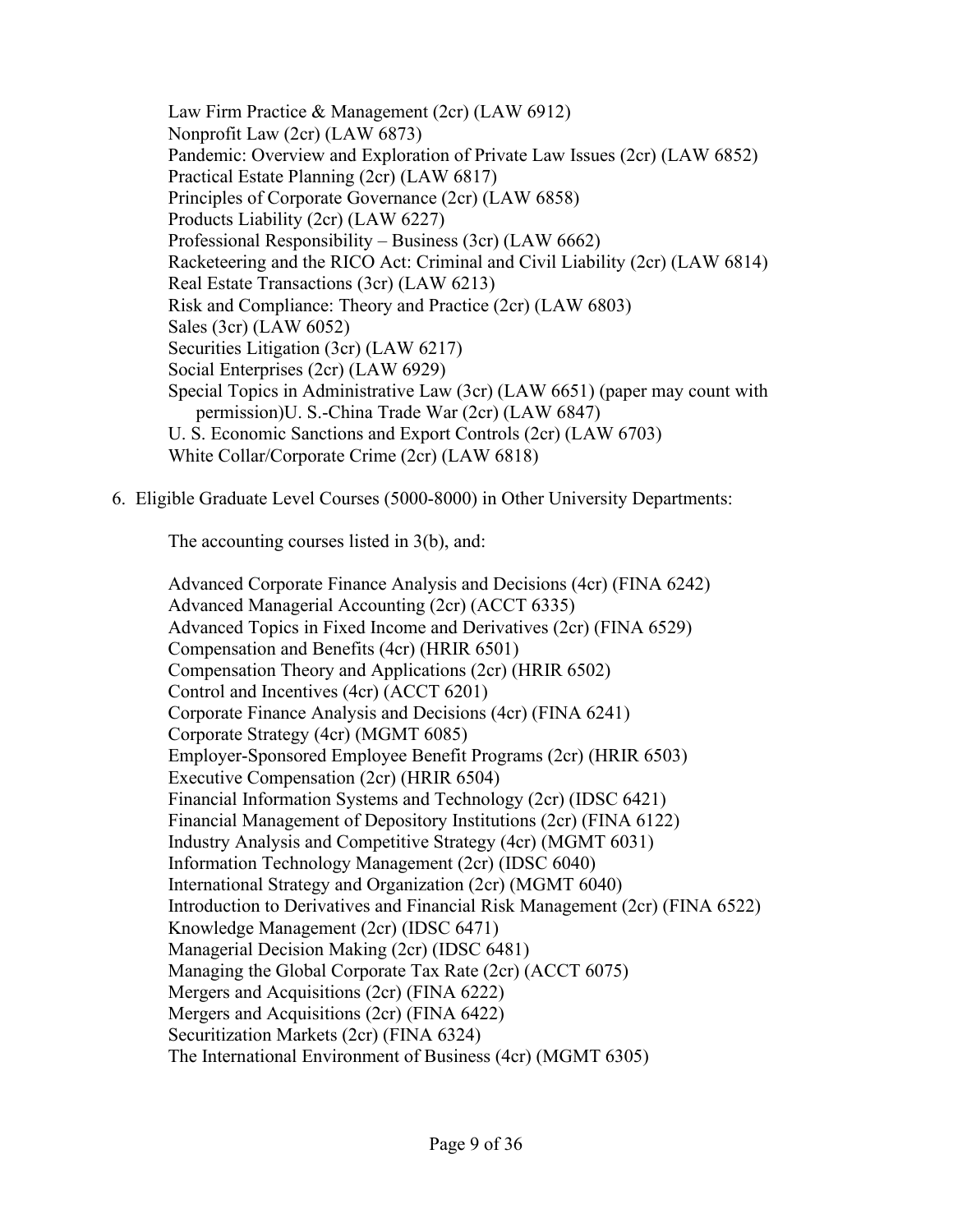Law Firm Practice & Management (2cr) (LAW 6912)
Nonprofit Law (2cr) (LAW 6873)
Pandemic: Overview and Exploration of Private Law Issues (2cr) (LAW 6852)
Practical Estate Planning (2cr) (LAW 6817)
Principles of Corporate Governance (2cr) (LAW 6858)
Products Liability (2cr) (LAW 6227)
Professional Responsibility – Business (3cr) (LAW 6662)
Racketeering and the RICO Act: Criminal and Civil Liability (2cr) (LAW 6814)
Real Estate Transactions (3cr) (LAW 6213)
Risk and Compliance: Theory and Practice (2cr) (LAW 6803)
Sales (3cr) (LAW 6052)
Securities Litigation (3cr) (LAW 6217)
Social Enterprises (2cr) (LAW 6929)
Special Topics in Administrative Law (3cr) (LAW 6651) (paper may count with permission)U. S.-China Trade War (2cr) (LAW 6847)
U. S. Economic Sanctions and Export Controls (2cr) (LAW 6703)
White Collar/Corporate Crime (2cr) (LAW 6818)

6. Eligible Graduate Level Courses (5000-8000) in Other University Departments:

   The accounting courses listed in 3(b), and:

   Advanced Corporate Finance Analysis and Decisions (4cr) (FINA 6242)
   Advanced Managerial Accounting (2cr) (ACCT 6335)
   Advanced Topics in Fixed Income and Derivatives (2cr) (FINA 6529)
   Compensation and Benefits (4cr) (HRIR 6501)
   Compensation Theory and Applications (2cr) (HRIR 6502)
   Control and Incentives (4cr) (ACCT 6201)
   Corporate Finance Analysis and Decisions (4cr) (FINA 6241)
   Corporate Strategy (4cr) (MGMT 6085)
   Employer-Sponsored Employee Benefit Programs (2cr) (HRIR 6503)
   Executive Compensation (2cr) (HRIR 6504)
   Financial Information Systems and Technology (2cr) (IDSC 6421)
   Financial Management of Depository Institutions (2cr) (FINA 6122)
   Industry Analysis and Competitive Strategy (4cr) (MGMT 6031)
   Information Technology Management (2cr) (IDSC 6040)
   International Strategy and Organization (2cr) (MGMT 6040)
   Introduction to Derivatives and Financial Risk Management (2cr) (FINA 6522)
   Knowledge Management (2cr) (IDSC 6471)
   Managerial Decision Making (2cr) (IDSC 6481)
   Managing the Global Corporate Tax Rate (2cr) (ACCT 6075)
   Mergers and Acquisitions (2cr) (FINA 6222)
   Mergers and Acquisitions (2cr) (FINA 6422)
   Securitization Markets (2cr) (FINA 6324)
   The International Environment of Business (4cr) (MGMT 6305)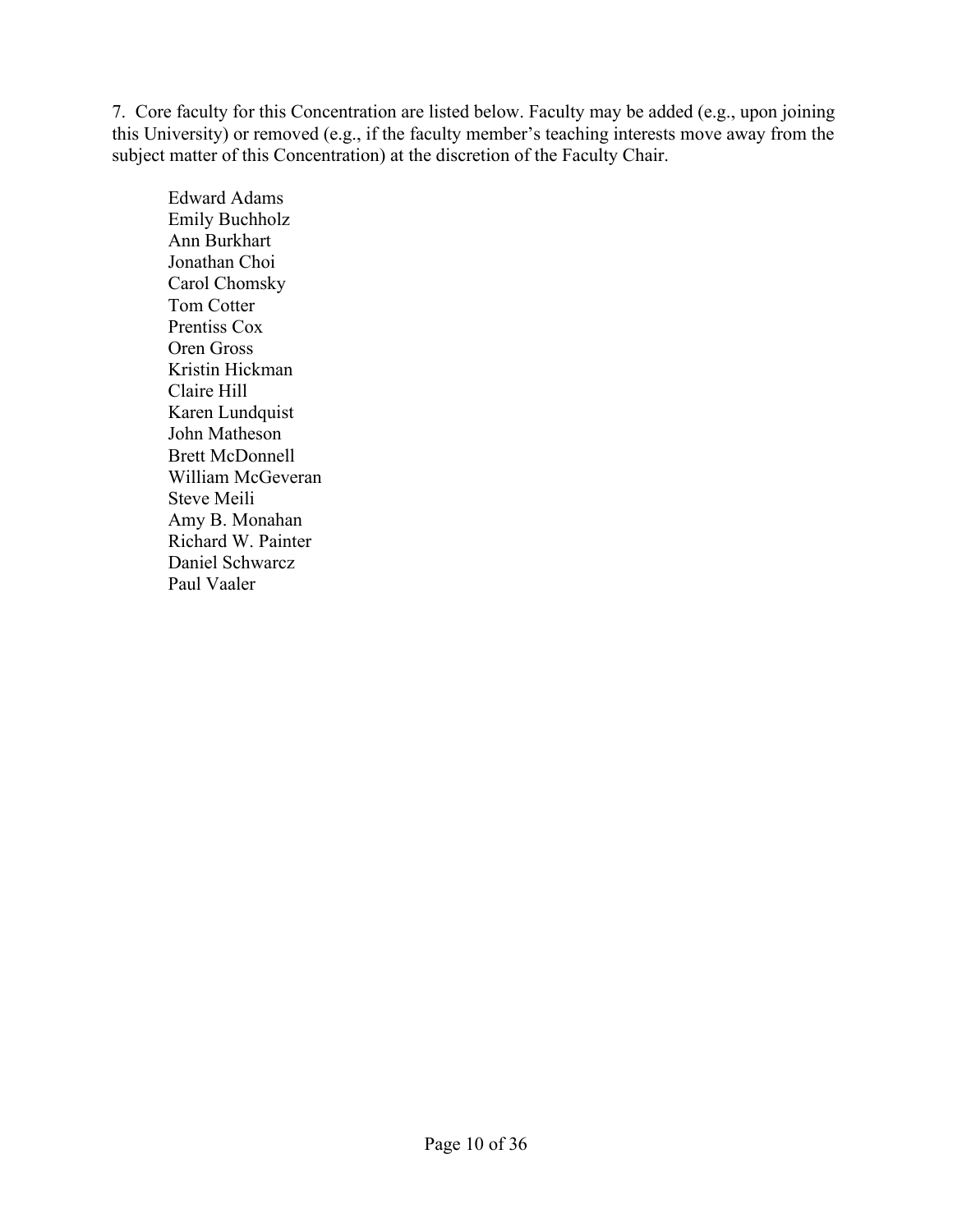7. Core faculty for this Concentration are listed below. Faculty may be added (e.g., upon joining this University) or removed (e.g., if the faculty member's teaching interests move away from the subject matter of this Concentration) at the discretion of the Faculty Chair.

Edward Adams  
Emily Buchholz  
Ann Burkhart  
Jonathan Choi  
Carol Chomsky  
Tom Cotter  
Prentiss Cox  
Oren Gross  
Kristin Hickman  
Claire Hill  
Karen Lundquist  
John Matheson  
Brett McDonnell  
William McGeveran  
Steve Meili  
Amy B. Monahan  
Richard W. Painter  
Daniel Schwarcz  
Paul Vaaler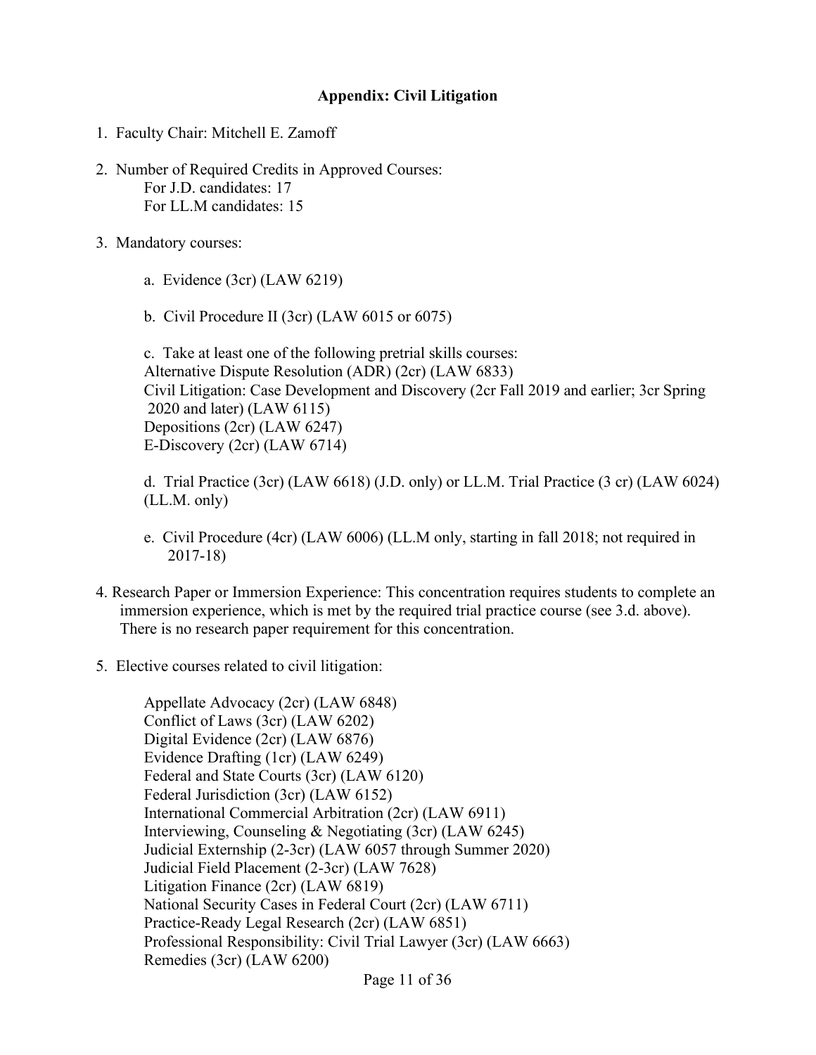## Appendix: Civil Litigation

1. Faculty Chair: Mitchell E. Zamoff

2. Number of Required Credits in Approved Courses:
   For J.D. candidates: 17
   For LL.M candidates: 15

3. Mandatory courses:

   a. Evidence (3cr) (LAW 6219)

   b. Civil Procedure II (3cr) (LAW 6015 or 6075)

   c. Take at least one of the following pretrial skills courses:
   Alternative Dispute Resolution (ADR) (2cr) (LAW 6833)
   Civil Litigation: Case Development and Discovery (2cr Fall 2019 and earlier; 3cr Spring 2020 and later) (LAW 6115)
   Depositions (2cr) (LAW 6247)
   E-Discovery (2cr) (LAW 6714)

   d. Trial Practice (3cr) (LAW 6618) (J.D. only) or LL.M. Trial Practice (3 cr) (LAW 6024) (LL.M. only)

   e. Civil Procedure (4cr) (LAW 6006) (LL.M only, starting in fall 2018; not required in 2017-18)

4. Research Paper or Immersion Experience: This concentration requires students to complete an immersion experience, which is met by the required trial practice course (see 3.d. above). There is no research paper requirement for this concentration.

5. Elective courses related to civil litigation:

   Appellate Advocacy (2cr) (LAW 6848)
   Conflict of Laws (3cr) (LAW 6202)
   Digital Evidence (2cr) (LAW 6876)
   Evidence Drafting (1cr) (LAW 6249)
   Federal and State Courts (3cr) (LAW 6120)
   Federal Jurisdiction (3cr) (LAW 6152)
   International Commercial Arbitration (2cr) (LAW 6911)
   Interviewing, Counseling & Negotiating (3cr) (LAW 6245)
   Judicial Externship (2-3cr) (LAW 6057 through Summer 2020)
   Judicial Field Placement (2-3cr) (LAW 7628)
   Litigation Finance (2cr) (LAW 6819)
   National Security Cases in Federal Court (2cr) (LAW 6711)
   Practice-Ready Legal Research (2cr) (LAW 6851)
   Professional Responsibility: Civil Trial Lawyer (3cr) (LAW 6663)
   Remedies (3cr) (LAW 6200)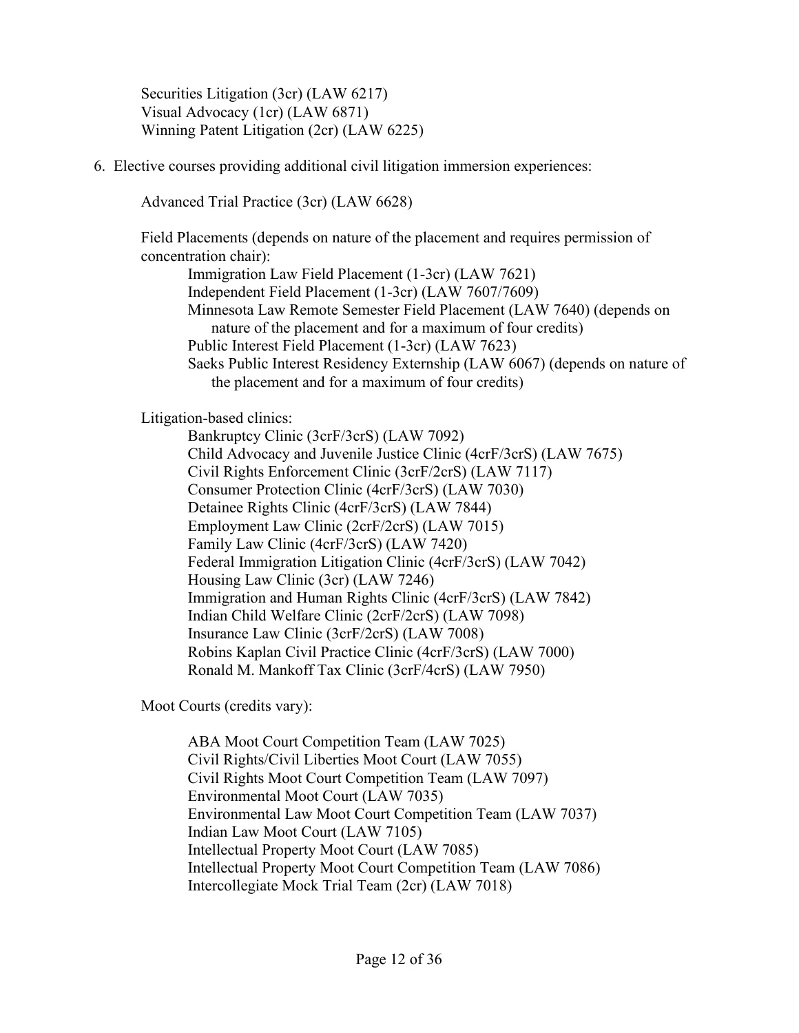Securities Litigation (3cr) (LAW 6217)
Visual Advocacy (1cr) (LAW 6871)
Winning Patent Litigation (2cr) (LAW 6225)

6. Elective courses providing additional civil litigation immersion experiences:

   Advanced Trial Practice (3cr) (LAW 6628)

   Field Placements (depends on nature of the placement and requires permission of concentration chair):
   - Immigration Law Field Placement (1-3cr) (LAW 7621)
   - Independent Field Placement (1-3cr) (LAW 7607/7609)
   - Minnesota Law Remote Semester Field Placement (LAW 7640) (depends on nature of the placement and for a maximum of four credits)
   - Public Interest Field Placement (1-3cr) (LAW 7623)
   - Saeks Public Interest Residency Externship (LAW 6067) (depends on nature of the placement and for a maximum of four credits)

   Litigation-based clinics:
   - Bankruptcy Clinic (3crF/3crS) (LAW 7092)
   - Child Advocacy and Juvenile Justice Clinic (4crF/3crS) (LAW 7675)
   - Civil Rights Enforcement Clinic (3crF/2crS) (LAW 7117)
   - Consumer Protection Clinic (4crF/3crS) (LAW 7030)
   - Detainee Rights Clinic (4crF/3crS) (LAW 7844)
   - Employment Law Clinic (2crF/2crS) (LAW 7015)
   - Family Law Clinic (4crF/3crS) (LAW 7420)
   - Federal Immigration Litigation Clinic (4crF/3crS) (LAW 7042)
   - Housing Law Clinic (3cr) (LAW 7246)
   - Immigration and Human Rights Clinic (4crF/3crS) (LAW 7842)
   - Indian Child Welfare Clinic (2crF/2crS) (LAW 7098)
   - Insurance Law Clinic (3crF/2crS) (LAW 7008)
   - Robins Kaplan Civil Practice Clinic (4crF/3crS) (LAW 7000)
   - Ronald M. Mankoff Tax Clinic (3crF/4crS) (LAW 7950)

   Moot Courts (credits vary):
   - ABA Moot Court Competition Team (LAW 7025)
   - Civil Rights/Civil Liberties Moot Court (LAW 7055)
   - Civil Rights Moot Court Competition Team (LAW 7097)
   - Environmental Moot Court (LAW 7035)
   - Environmental Law Moot Court Competition Team (LAW 7037)
   - Indian Law Moot Court (LAW 7105)
   - Intellectual Property Moot Court (LAW 7085)
   - Intellectual Property Moot Court Competition Team (LAW 7086)
   - Intercollegiate Mock Trial Team (2cr) (LAW 7018)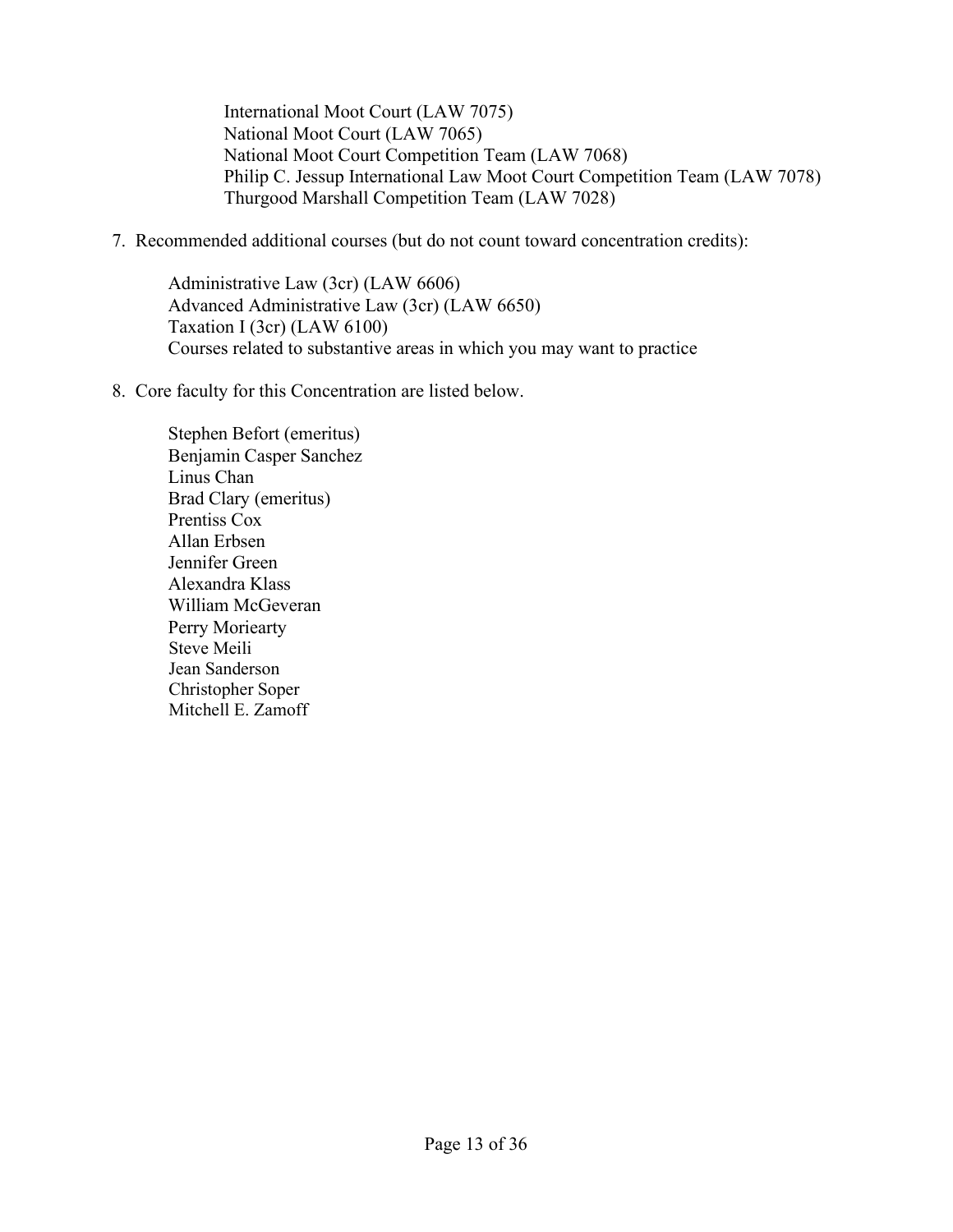- International Moot Court (LAW 7075)
- National Moot Court (LAW 7065)
- National Moot Court Competition Team (LAW 7068)
- Philip C. Jessup International Law Moot Court Competition Team (LAW 7078)
- Thurgood Marshall Competition Team (LAW 7028)

7. Recommended additional courses (but do not count toward concentration credits):

   Administrative Law (3cr) (LAW 6606)
   Advanced Administrative Law (3cr) (LAW 6650)
   Taxation I (3cr) (LAW 6100)
   Courses related to substantive areas in which you may want to practice

8. Core faculty for this Concentration are listed below.

   Stephen Befort (emeritus)
   Benjamin Casper Sanchez
   Linus Chan
   Brad Clary (emeritus)
   Prentiss Cox
   Allan Erbsen
   Jennifer Green
   Alexandra Klass
   William McGeveran
   Perry Moriearty
   Steve Meili
   Jean Sanderson
   Christopher Soper
   Mitchell E. Zamoff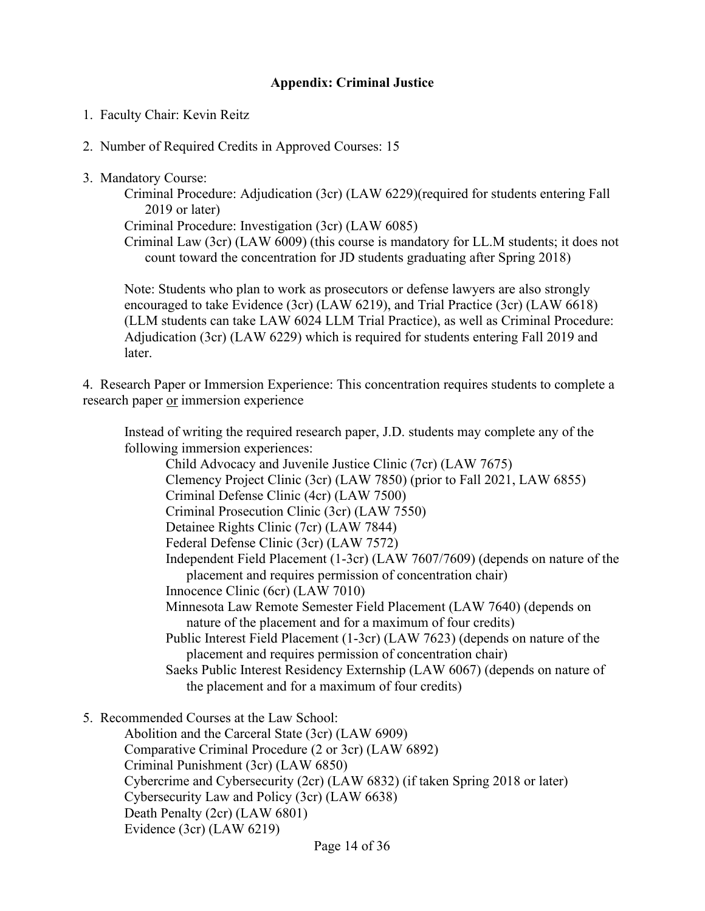## Appendix: Criminal Justice

1. Faculty Chair: Kevin Reitz

2. Number of Required Credits in Approved Courses: 15

3. Mandatory Course:

   Criminal Procedure: Adjudication (3cr) (LAW 6229)(required for students entering Fall 2019 or later)

   Criminal Procedure: Investigation (3cr) (LAW 6085)

   Criminal Law (3cr) (LAW 6009) (this course is mandatory for LL.M students; it does not count toward the concentration for JD students graduating after Spring 2018)

   Note: Students who plan to work as prosecutors or defense lawyers are also strongly encouraged to take Evidence (3cr) (LAW 6219), and Trial Practice (3cr) (LAW 6618) (LLM students can take LAW 6024 LLM Trial Practice), as well as Criminal Procedure: Adjudication (3cr) (LAW 6229) which is required for students entering Fall 2019 and later.

4. Research Paper or Immersion Experience: This concentration requires students to complete a research paper <u>or</u> immersion experience

   Instead of writing the required research paper, J.D. students may complete any of the following immersion experiences:

   - Child Advocacy and Juvenile Justice Clinic (7cr) (LAW 7675)
   - Clemency Project Clinic (3cr) (LAW 7850) (prior to Fall 2021, LAW 6855)
   - Criminal Defense Clinic (4cr) (LAW 7500)
   - Criminal Prosecution Clinic (3cr) (LAW 7550)
   - Detainee Rights Clinic (7cr) (LAW 7844)
   - Federal Defense Clinic (3cr) (LAW 7572)
   - Independent Field Placement (1-3cr) (LAW 7607/7609) (depends on nature of the placement and requires permission of concentration chair)
   - Innocence Clinic (6cr) (LAW 7010)
   - Minnesota Law Remote Semester Field Placement (LAW 7640) (depends on nature of the placement and for a maximum of four credits)
   - Public Interest Field Placement (1-3cr) (LAW 7623) (depends on nature of the placement and requires permission of concentration chair)
   - Saeks Public Interest Residency Externship (LAW 6067) (depends on nature of the placement and for a maximum of four credits)

5. Recommended Courses at the Law School:

   - Abolition and the Carceral State (3cr) (LAW 6909)
   - Comparative Criminal Procedure (2 or 3cr) (LAW 6892)
   - Criminal Punishment (3cr) (LAW 6850)
   - Cybercrime and Cybersecurity (2cr) (LAW 6832) (if taken Spring 2018 or later)
   - Cybersecurity Law and Policy (3cr) (LAW 6638)
   - Death Penalty (2cr) (LAW 6801)
   - Evidence (3cr) (LAW 6219)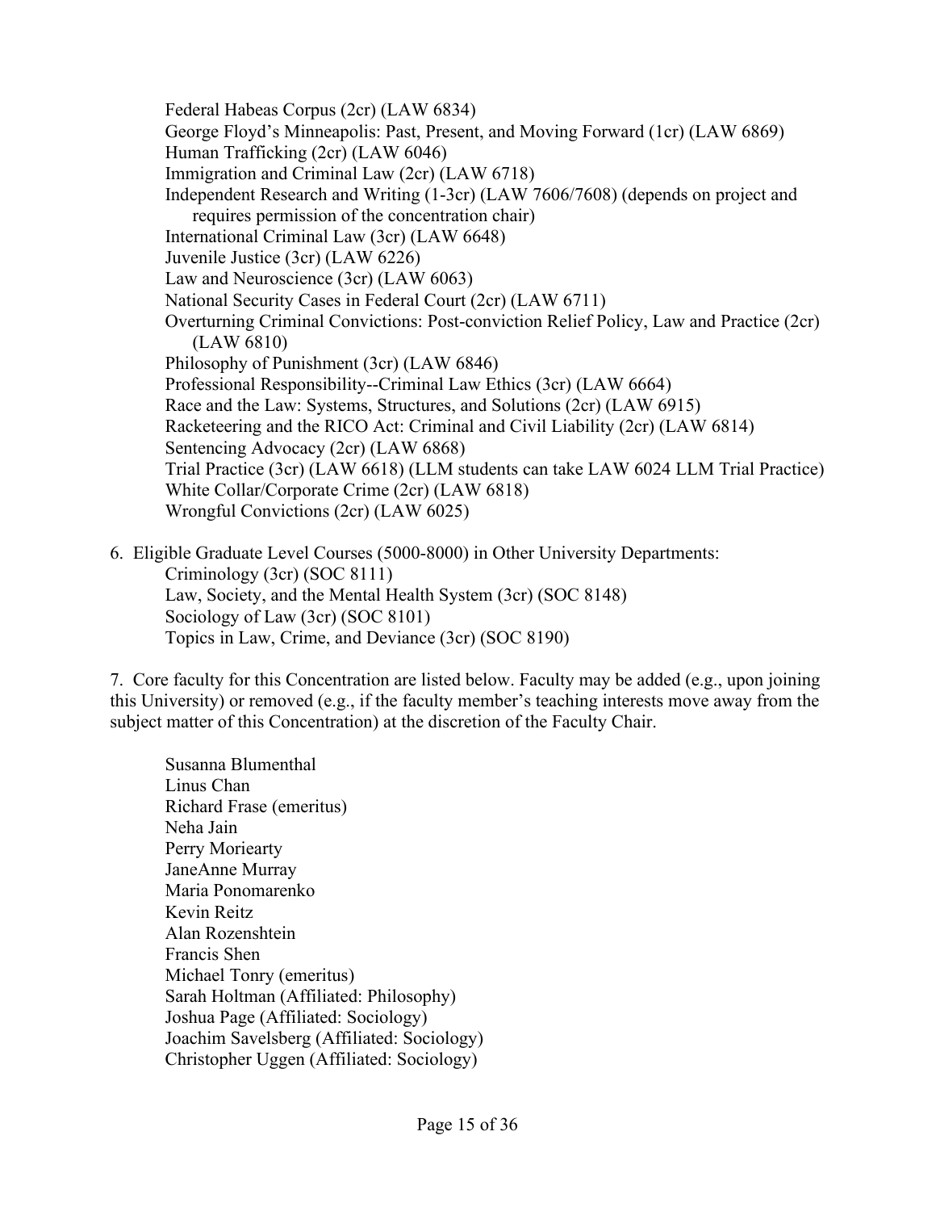- Federal Habeas Corpus (2cr) (LAW 6834)
- George Floyd's Minneapolis: Past, Present, and Moving Forward (1cr) (LAW 6869)
- Human Trafficking (2cr) (LAW 6046)
- Immigration and Criminal Law (2cr) (LAW 6718)
- Independent Research and Writing (1-3cr) (LAW 7606/7608) (depends on project and requires permission of the concentration chair)
- International Criminal Law (3cr) (LAW 6648)
- Juvenile Justice (3cr) (LAW 6226)
- Law and Neuroscience (3cr) (LAW 6063)
- National Security Cases in Federal Court (2cr) (LAW 6711)
- Overturning Criminal Convictions: Post-conviction Relief Policy, Law and Practice (2cr) (LAW 6810)
- Philosophy of Punishment (3cr) (LAW 6846)
- Professional Responsibility--Criminal Law Ethics (3cr) (LAW 6664)
- Race and the Law: Systems, Structures, and Solutions (2cr) (LAW 6915)
- Racketeering and the RICO Act: Criminal and Civil Liability (2cr) (LAW 6814)
- Sentencing Advocacy (2cr) (LAW 6868)
- Trial Practice (3cr) (LAW 6618) (LLM students can take LAW 6024 LLM Trial Practice)
- White Collar/Corporate Crime (2cr) (LAW 6818)
- Wrongful Convictions (2cr) (LAW 6025)

6. Eligible Graduate Level Courses (5000-8000) in Other University Departments:
   - Criminology (3cr) (SOC 8111)
   - Law, Society, and the Mental Health System (3cr) (SOC 8148)
   - Sociology of Law (3cr) (SOC 8101)
   - Topics in Law, Crime, and Deviance (3cr) (SOC 8190)

7. Core faculty for this Concentration are listed below. Faculty may be added (e.g., upon joining this University) or removed (e.g., if the faculty member's teaching interests move away from the subject matter of this Concentration) at the discretion of the Faculty Chair.

   - Susanna Blumenthal
   - Linus Chan
   - Richard Frase (emeritus)
   - Neha Jain
   - Perry Moriearty
   - JaneAnne Murray
   - Maria Ponomarenko
   - Kevin Reitz
   - Alan Rozenshtein
   - Francis Shen
   - Michael Tonry (emeritus)
   - Sarah Holtman (Affiliated: Philosophy)
   - Joshua Page (Affiliated: Sociology)
   - Joachim Savelsberg (Affiliated: Sociology)
   - Christopher Uggen (Affiliated: Sociology)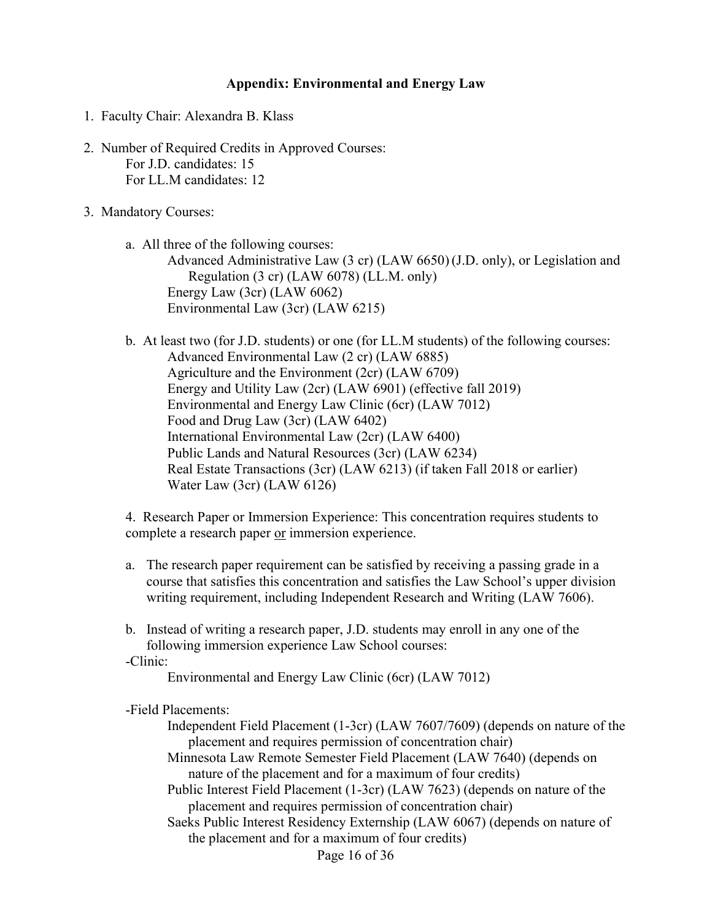## Appendix: Environmental and Energy Law

1. Faculty Chair: Alexandra B. Klass

2. Number of Required Credits in Approved Courses:
   For J.D. candidates: 15
   For LL.M candidates: 12

3. Mandatory Courses:

   a. All three of the following courses:
      - Advanced Administrative Law (3 cr) (LAW 6650) (J.D. only), or Legislation and Regulation (3 cr) (LAW 6078) (LL.M. only)
      - Energy Law (3cr) (LAW 6062)
      - Environmental Law (3cr) (LAW 6215)

   b. At least two (for J.D. students) or one (for LL.M students) of the following courses:
      - Advanced Environmental Law (2 cr) (LAW 6885)
      - Agriculture and the Environment (2cr) (LAW 6709)
      - Energy and Utility Law (2cr) (LAW 6901) (effective fall 2019)
      - Environmental and Energy Law Clinic (6cr) (LAW 7012)
      - Food and Drug Law (3cr) (LAW 6402)
      - International Environmental Law (2cr) (LAW 6400)
      - Public Lands and Natural Resources (3cr) (LAW 6234)
      - Real Estate Transactions (3cr) (LAW 6213) (if taken Fall 2018 or earlier)
      - Water Law (3cr) (LAW 6126)

4. Research Paper or Immersion Experience: This concentration requires students to complete a research paper <u>or</u> immersion experience.

   a. The research paper requirement can be satisfied by receiving a passing grade in a course that satisfies this concentration and satisfies the Law School's upper division writing requirement, including Independent Research and Writing (LAW 7606).

   b. Instead of writing a research paper, J.D. students may enroll in any one of the following immersion experience Law School courses:

   -Clinic:
      - Environmental and Energy Law Clinic (6cr) (LAW 7012)

   -Field Placements:
      - Independent Field Placement (1-3cr) (LAW 7607/7609) (depends on nature of the placement and requires permission of concentration chair)
      - Minnesota Law Remote Semester Field Placement (LAW 7640) (depends on nature of the placement and for a maximum of four credits)
      - Public Interest Field Placement (1-3cr) (LAW 7623) (depends on nature of the placement and requires permission of concentration chair)
      - Saeks Public Interest Residency Externship (LAW 6067) (depends on nature of the placement and for a maximum of four credits)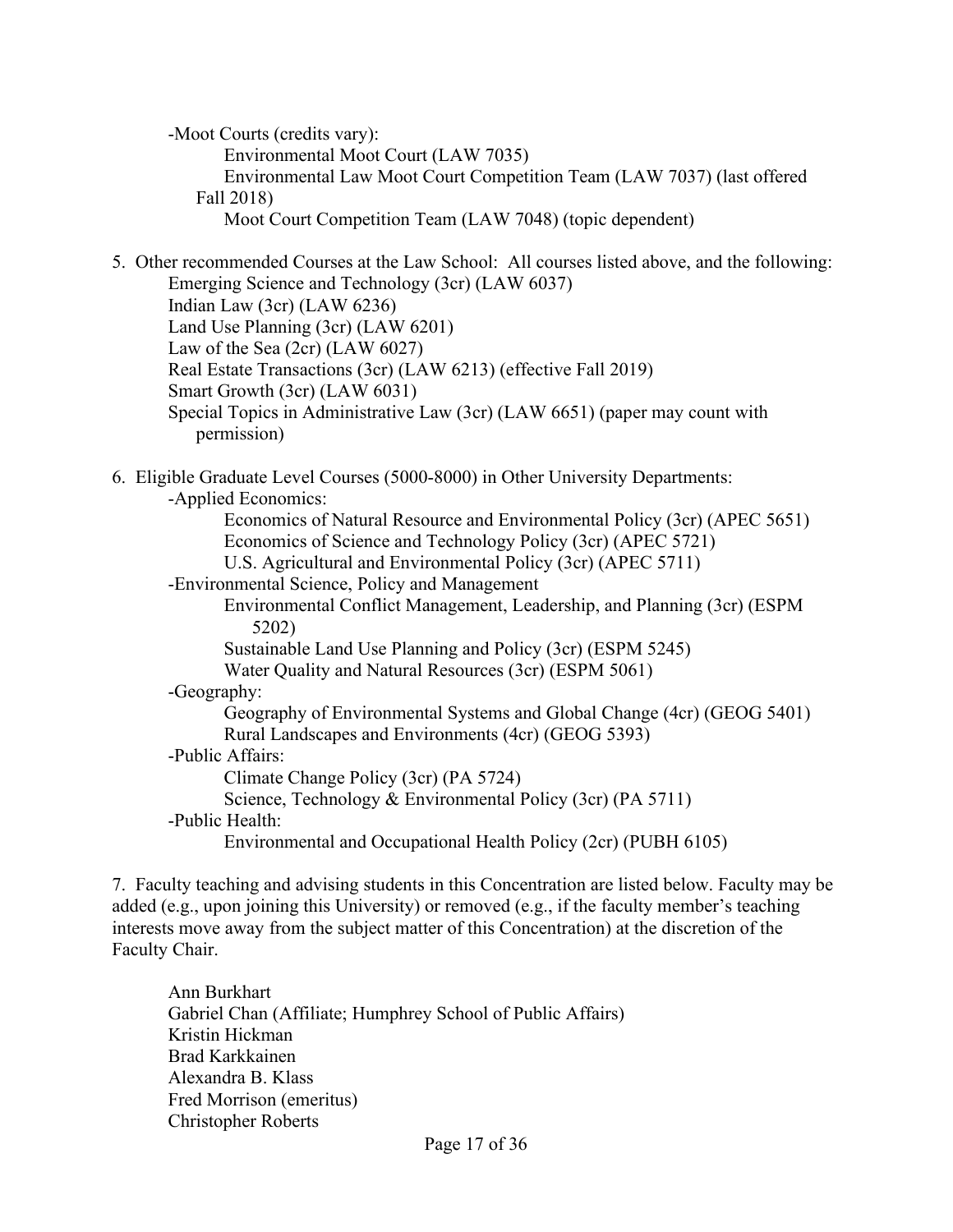-Moot Courts (credits vary):

- Environmental Moot Court (LAW 7035)
- Environmental Law Moot Court Competition Team (LAW 7037) (last offered Fall 2018)
- Moot Court Competition Team (LAW 7048) (topic dependent)

5. Other recommended Courses at the Law School: All courses listed above, and the following:
   - Emerging Science and Technology (3cr) (LAW 6037)
   - Indian Law (3cr) (LAW 6236)
   - Land Use Planning (3cr) (LAW 6201)
   - Law of the Sea (2cr) (LAW 6027)
   - Real Estate Transactions (3cr) (LAW 6213) (effective Fall 2019)
   - Smart Growth (3cr) (LAW 6031)
   - Special Topics in Administrative Law (3cr) (LAW 6651) (paper may count with permission)

6. Eligible Graduate Level Courses (5000-8000) in Other University Departments:
   - -Applied Economics:
     - Economics of Natural Resource and Environmental Policy (3cr) (APEC 5651)
     - Economics of Science and Technology Policy (3cr) (APEC 5721)
     - U.S. Agricultural and Environmental Policy (3cr) (APEC 5711)
   - -Environmental Science, Policy and Management
     - Environmental Conflict Management, Leadership, and Planning (3cr) (ESPM 5202)
     - Sustainable Land Use Planning and Policy (3cr) (ESPM 5245)
     - Water Quality and Natural Resources (3cr) (ESPM 5061)
   - -Geography:
     - Geography of Environmental Systems and Global Change (4cr) (GEOG 5401)
     - Rural Landscapes and Environments (4cr) (GEOG 5393)
   - -Public Affairs:
     - Climate Change Policy (3cr) (PA 5724)
     - Science, Technology & Environmental Policy (3cr) (PA 5711)
   - -Public Health:
     - Environmental and Occupational Health Policy (2cr) (PUBH 6105)

7. Faculty teaching and advising students in this Concentration are listed below. Faculty may be added (e.g., upon joining this University) or removed (e.g., if the faculty member's teaching interests move away from the subject matter of this Concentration) at the discretion of the Faculty Chair.

   - Ann Burkhart
   - Gabriel Chan (Affiliate; Humphrey School of Public Affairs)
   - Kristin Hickman
   - Brad Karkkainen
   - Alexandra B. Klass
   - Fred Morrison (emeritus)
   - Christopher Roberts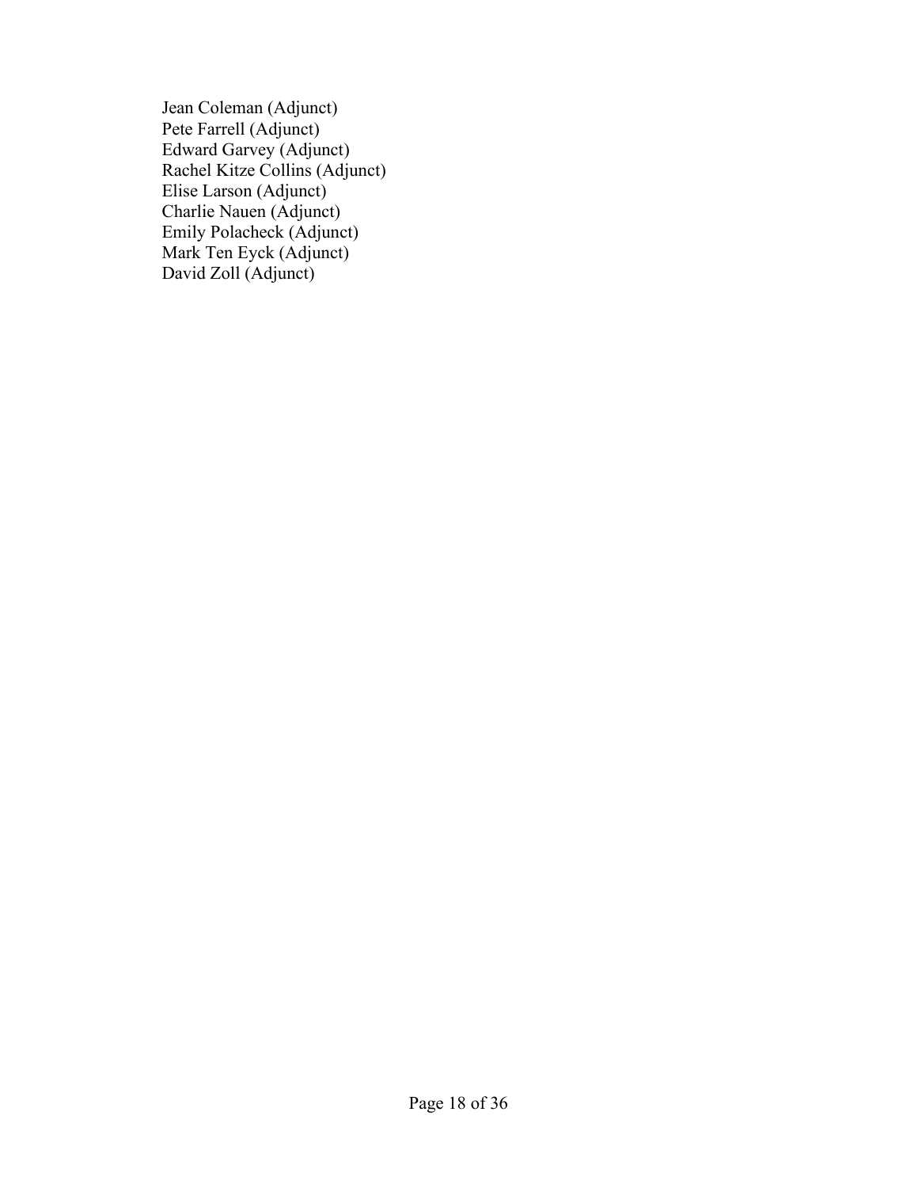Jean Coleman (Adjunct)
Pete Farrell (Adjunct)
Edward Garvey (Adjunct)
Rachel Kitze Collins (Adjunct)
Elise Larson (Adjunct)
Charlie Nauen (Adjunct)
Emily Polacheck (Adjunct)
Mark Ten Eyck (Adjunct)
David Zoll (Adjunct)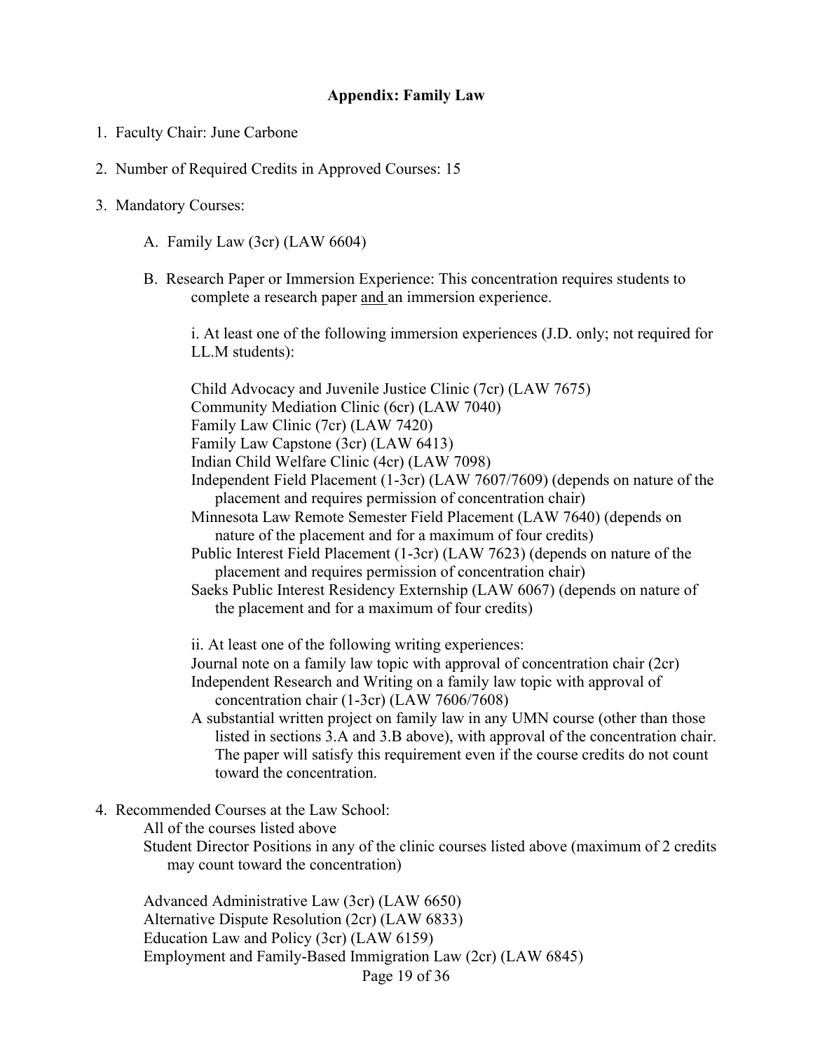## Appendix: Family Law

1. Faculty Chair: June Carbone
2. Number of Required Credits in Approved Courses: 15
3. Mandatory Courses:

   A. Family Law (3cr) (LAW 6604)

   B. Research Paper or Immersion Experience: This concentration requires students to complete a research paper and an immersion experience.

   i. At least one of the following immersion experiences (J.D. only; not required for LL.M students):

   - Child Advocacy and Juvenile Justice Clinic (7cr) (LAW 7675)
   - Community Mediation Clinic (6cr) (LAW 7040)
   - Family Law Clinic (7cr) (LAW 7420)
   - Family Law Capstone (3cr) (LAW 6413)
   - Indian Child Welfare Clinic (4cr) (LAW 7098)
   - Independent Field Placement (1-3cr) (LAW 7607/7609) (depends on nature of the placement and requires permission of concentration chair)
   - Minnesota Law Remote Semester Field Placement (LAW 7640) (depends on nature of the placement and for a maximum of four credits)
   - Public Interest Field Placement (1-3cr) (LAW 7623) (depends on nature of the placement and requires permission of concentration chair)
   - Saeks Public Interest Residency Externship (LAW 6067) (depends on nature of the placement and for a maximum of four credits)

   ii. At least one of the following writing experiences:

   - Journal note on a family law topic with approval of concentration chair (2cr)
   - Independent Research and Writing on a family law topic with approval of concentration chair (1-3cr) (LAW 7606/7608)
   - A substantial written project on family law in any UMN course (other than those listed in sections 3.A and 3.B above), with approval of the concentration chair. The paper will satisfy this requirement even if the course credits do not count toward the concentration.

4. Recommended Courses at the Law School:
   - All of the courses listed above
   - Student Director Positions in any of the clinic courses listed above (maximum of 2 credits may count toward the concentration)

   - Advanced Administrative Law (3cr) (LAW 6650)
   - Alternative Dispute Resolution (2cr) (LAW 6833)
   - Education Law and Policy (3cr) (LAW 6159)
   - Employment and Family-Based Immigration Law (2cr) (LAW 6845)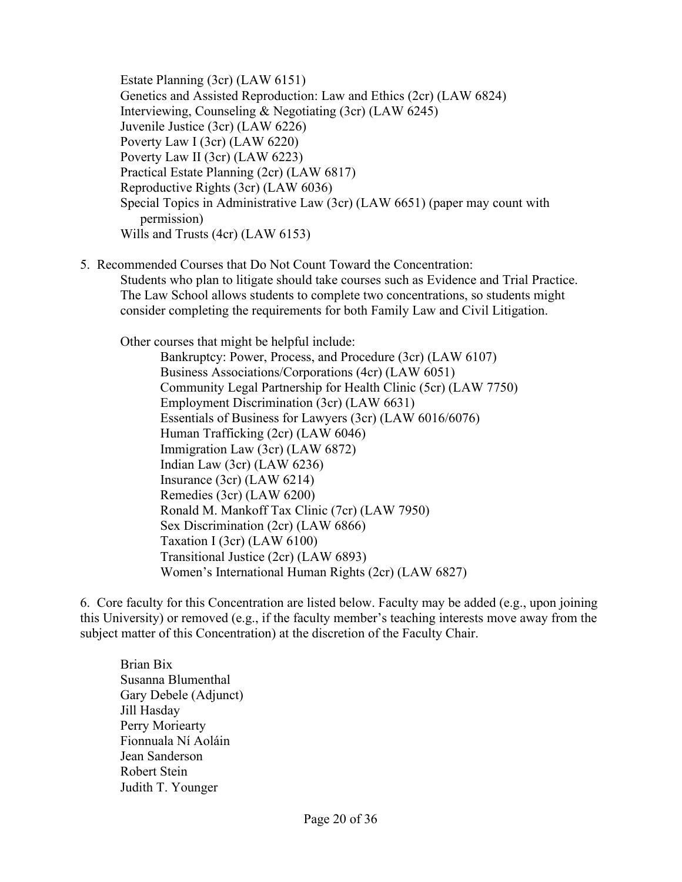Estate Planning (3cr) (LAW 6151)
Genetics and Assisted Reproduction: Law and Ethics (2cr) (LAW 6824)
Interviewing, Counseling & Negotiating (3cr) (LAW 6245)
Juvenile Justice (3cr) (LAW 6226)
Poverty Law I (3cr) (LAW 6220)
Poverty Law II (3cr) (LAW 6223)
Practical Estate Planning (2cr) (LAW 6817)
Reproductive Rights (3cr) (LAW 6036)
Special Topics in Administrative Law (3cr) (LAW 6651) (paper may count with permission)
Wills and Trusts (4cr) (LAW 6153)

5. Recommended Courses that Do Not Count Toward the Concentration:
   Students who plan to litigate should take courses such as Evidence and Trial Practice. The Law School allows students to complete two concentrations, so students might consider completing the requirements for both Family Law and Civil Litigation.

   Other courses that might be helpful include:

   - Bankruptcy: Power, Process, and Procedure (3cr) (LAW 6107)
   - Business Associations/Corporations (4cr) (LAW 6051)
   - Community Legal Partnership for Health Clinic (5cr) (LAW 7750)
   - Employment Discrimination (3cr) (LAW 6631)
   - Essentials of Business for Lawyers (3cr) (LAW 6016/6076)
   - Human Trafficking (2cr) (LAW 6046)
   - Immigration Law (3cr) (LAW 6872)
   - Indian Law (3cr) (LAW 6236)
   - Insurance (3cr) (LAW 6214)
   - Remedies (3cr) (LAW 6200)
   - Ronald M. Mankoff Tax Clinic (7cr) (LAW 7950)
   - Sex Discrimination (2cr) (LAW 6866)
   - Taxation I (3cr) (LAW 6100)
   - Transitional Justice (2cr) (LAW 6893)
   - Women's International Human Rights (2cr) (LAW 6827)

6. Core faculty for this Concentration are listed below. Faculty may be added (e.g., upon joining this University) or removed (e.g., if the faculty member's teaching interests move away from the subject matter of this Concentration) at the discretion of the Faculty Chair.

   Brian Bix
   Susanna Blumenthal
   Gary Debele (Adjunct)
   Jill Hasday
   Perry Moriearty
   Fionnuala Ní Aoláin
   Jean Sanderson
   Robert Stein
   Judith T. Younger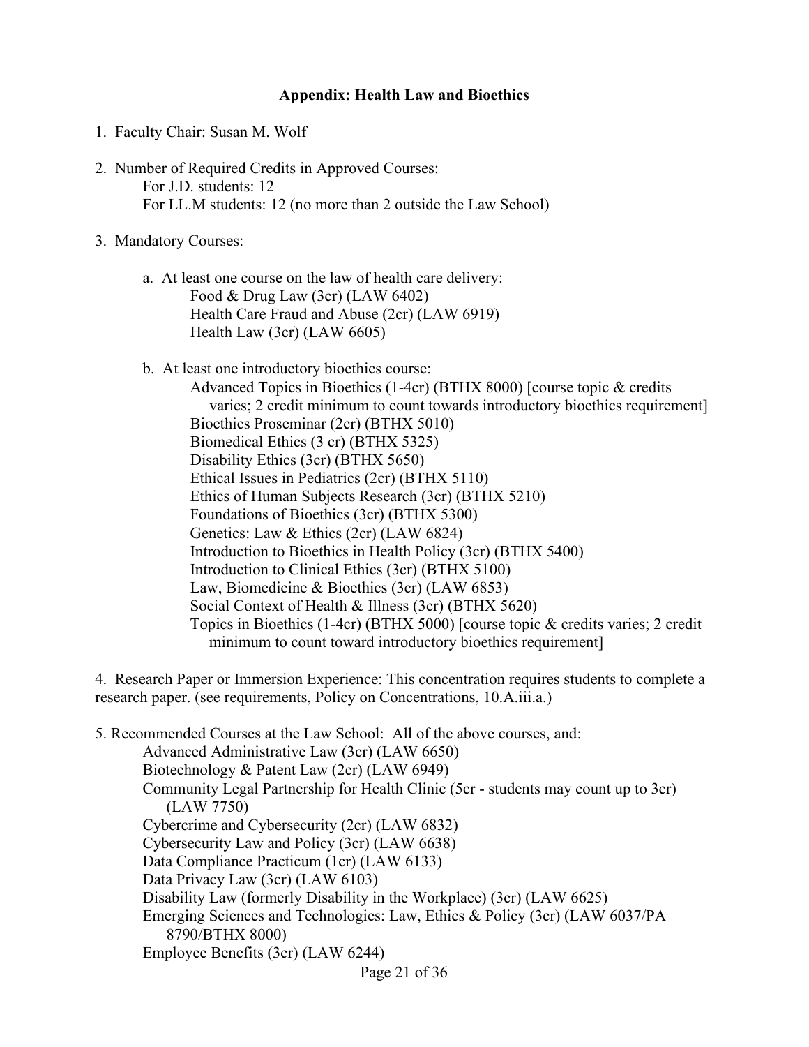**Appendix: Health Law and Bioethics**

1. Faculty Chair: Susan M. Wolf

2. Number of Required Credits in Approved Courses:
   - For J.D. students: 12
   - For LL.M students: 12 (no more than 2 outside the Law School)

3. Mandatory Courses:

   a. At least one course on the law of health care delivery:
      - Food & Drug Law (3cr) (LAW 6402)
      - Health Care Fraud and Abuse (2cr) (LAW 6919)
      - Health Law (3cr) (LAW 6605)

   b. At least one introductory bioethics course:
      - Advanced Topics in Bioethics (1-4cr) (BTHX 8000) [course topic & credits varies; 2 credit minimum to count towards introductory bioethics requirement]
      - Bioethics Proseminar (2cr) (BTHX 5010)
      - Biomedical Ethics (3 cr) (BTHX 5325)
      - Disability Ethics (3cr) (BTHX 5650)
      - Ethical Issues in Pediatrics (2cr) (BTHX 5110)
      - Ethics of Human Subjects Research (3cr) (BTHX 5210)
      - Foundations of Bioethics (3cr) (BTHX 5300)
      - Genetics: Law & Ethics (2cr) (LAW 6824)
      - Introduction to Bioethics in Health Policy (3cr) (BTHX 5400)
      - Introduction to Clinical Ethics (3cr) (BTHX 5100)
      - Law, Biomedicine & Bioethics (3cr) (LAW 6853)
      - Social Context of Health & Illness (3cr) (BTHX 5620)
      - Topics in Bioethics (1-4cr) (BTHX 5000) [course topic & credits varies; 2 credit minimum to count toward introductory bioethics requirement]

4. Research Paper or Immersion Experience: This concentration requires students to complete a research paper. (see requirements, Policy on Concentrations, 10.A.iii.a.)

5. Recommended Courses at the Law School: All of the above courses, and:
   - Advanced Administrative Law (3cr) (LAW 6650)
   - Biotechnology & Patent Law (2cr) (LAW 6949)
   - Community Legal Partnership for Health Clinic (5cr - students may count up to 3cr) (LAW 7750)
   - Cybercrime and Cybersecurity (2cr) (LAW 6832)
   - Cybersecurity Law and Policy (3cr) (LAW 6638)
   - Data Compliance Practicum (1cr) (LAW 6133)
   - Data Privacy Law (3cr) (LAW 6103)
   - Disability Law (formerly Disability in the Workplace) (3cr) (LAW 6625)
   - Emerging Sciences and Technologies: Law, Ethics & Policy (3cr) (LAW 6037/PA 8790/BTHX 8000)
   - Employee Benefits (3cr) (LAW 6244)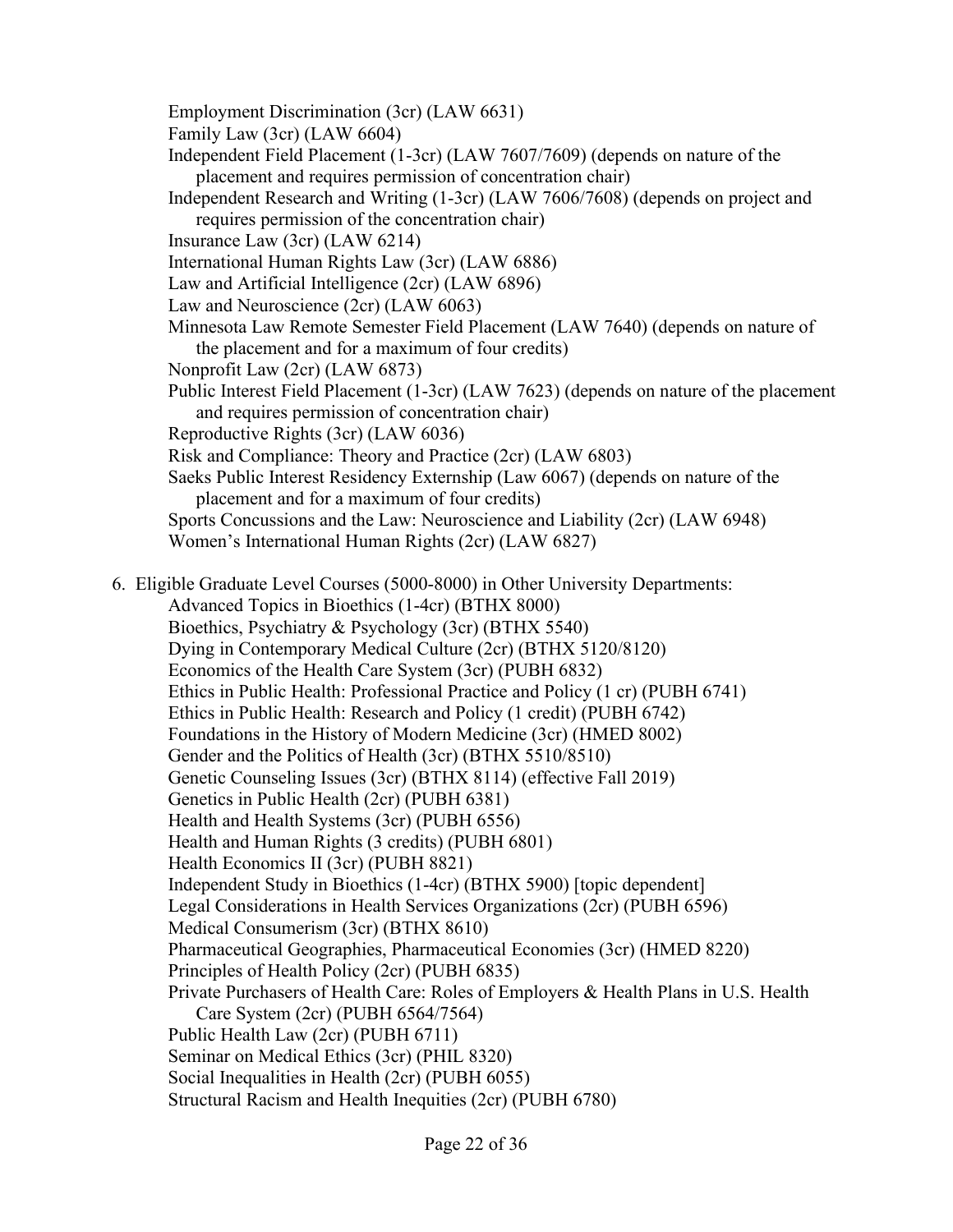- Employment Discrimination (3cr) (LAW 6631)
- Family Law (3cr) (LAW 6604)
- Independent Field Placement (1-3cr) (LAW 7607/7609) (depends on nature of the placement and requires permission of concentration chair)
- Independent Research and Writing (1-3cr) (LAW 7606/7608) (depends on project and requires permission of the concentration chair)
- Insurance Law (3cr) (LAW 6214)
- International Human Rights Law (3cr) (LAW 6886)
- Law and Artificial Intelligence (2cr) (LAW 6896)
- Law and Neuroscience (2cr) (LAW 6063)
- Minnesota Law Remote Semester Field Placement (LAW 7640) (depends on nature of the placement and for a maximum of four credits)
- Nonprofit Law (2cr) (LAW 6873)
- Public Interest Field Placement (1-3cr) (LAW 7623) (depends on nature of the placement and requires permission of concentration chair)
- Reproductive Rights (3cr) (LAW 6036)
- Risk and Compliance: Theory and Practice (2cr) (LAW 6803)
- Saeks Public Interest Residency Externship (Law 6067) (depends on nature of the placement and for a maximum of four credits)
- Sports Concussions and the Law: Neuroscience and Liability (2cr) (LAW 6948)
- Women's International Human Rights (2cr) (LAW 6827)

6. Eligible Graduate Level Courses (5000-8000) in Other University Departments:
   - Advanced Topics in Bioethics (1-4cr) (BTHX 8000)
   - Bioethics, Psychiatry & Psychology (3cr) (BTHX 5540)
   - Dying in Contemporary Medical Culture (2cr) (BTHX 5120/8120)
   - Economics of the Health Care System (3cr) (PUBH 6832)
   - Ethics in Public Health: Professional Practice and Policy (1 cr) (PUBH 6741)
   - Ethics in Public Health: Research and Policy (1 credit) (PUBH 6742)
   - Foundations in the History of Modern Medicine (3cr) (HMED 8002)
   - Gender and the Politics of Health (3cr) (BTHX 5510/8510)
   - Genetic Counseling Issues (3cr) (BTHX 8114) (effective Fall 2019)
   - Genetics in Public Health (2cr) (PUBH 6381)
   - Health and Health Systems (3cr) (PUBH 6556)
   - Health and Human Rights (3 credits) (PUBH 6801)
   - Health Economics II (3cr) (PUBH 8821)
   - Independent Study in Bioethics (1-4cr) (BTHX 5900) [topic dependent]
   - Legal Considerations in Health Services Organizations (2cr) (PUBH 6596)
   - Medical Consumerism (3cr) (BTHX 8610)
   - Pharmaceutical Geographies, Pharmaceutical Economies (3cr) (HMED 8220)
   - Principles of Health Policy (2cr) (PUBH 6835)
   - Private Purchasers of Health Care: Roles of Employers & Health Plans in U.S. Health Care System (2cr) (PUBH 6564/7564)
   - Public Health Law (2cr) (PUBH 6711)
   - Seminar on Medical Ethics (3cr) (PHIL 8320)
   - Social Inequalities in Health (2cr) (PUBH 6055)
   - Structural Racism and Health Inequities (2cr) (PUBH 6780)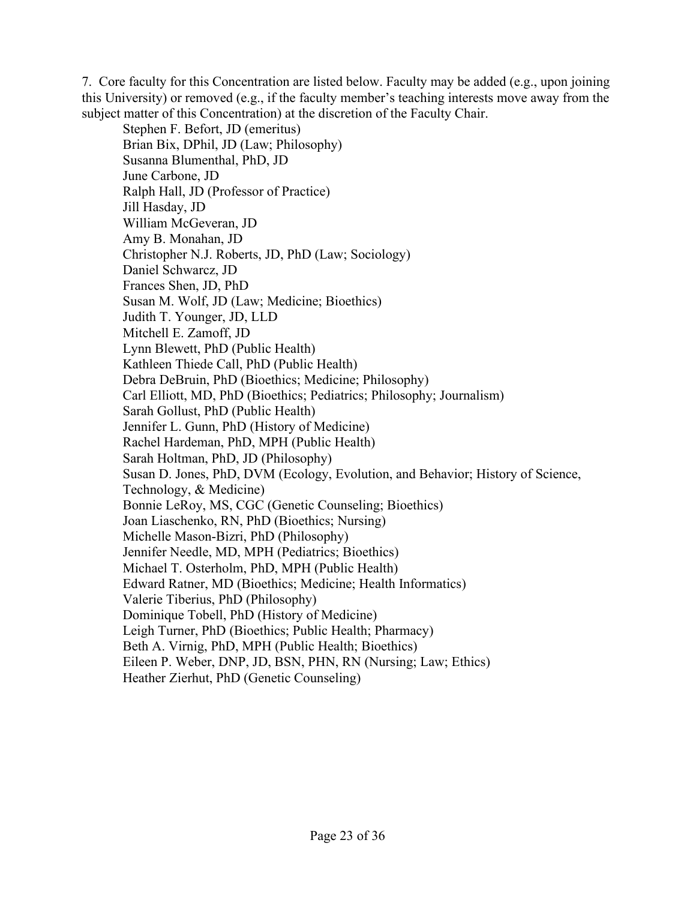7. Core faculty for this Concentration are listed below. Faculty may be added (e.g., upon joining this University) or removed (e.g., if the faculty member's teaching interests move away from the subject matter of this Concentration) at the discretion of the Faculty Chair.

Stephen F. Befort, JD (emeritus)
Brian Bix, DPhil, JD (Law; Philosophy)
Susanna Blumenthal, PhD, JD
June Carbone, JD
Ralph Hall, JD (Professor of Practice)
Jill Hasday, JD
William McGeveran, JD
Amy B. Monahan, JD
Christopher N.J. Roberts, JD, PhD (Law; Sociology)
Daniel Schwarcz, JD
Frances Shen, JD, PhD
Susan M. Wolf, JD (Law; Medicine; Bioethics)
Judith T. Younger, JD, LLD
Mitchell E. Zamoff, JD
Lynn Blewett, PhD (Public Health)
Kathleen Thiede Call, PhD (Public Health)
Debra DeBruin, PhD (Bioethics; Medicine; Philosophy)
Carl Elliott, MD, PhD (Bioethics; Pediatrics; Philosophy; Journalism)
Sarah Gollust, PhD (Public Health)
Jennifer L. Gunn, PhD (History of Medicine)
Rachel Hardeman, PhD, MPH (Public Health)
Sarah Holtman, PhD, JD (Philosophy)
Susan D. Jones, PhD, DVM (Ecology, Evolution, and Behavior; History of Science, Technology, & Medicine)
Bonnie LeRoy, MS, CGC (Genetic Counseling; Bioethics)
Joan Liaschenko, RN, PhD (Bioethics; Nursing)
Michelle Mason-Bizri, PhD (Philosophy)
Jennifer Needle, MD, MPH (Pediatrics; Bioethics)
Michael T. Osterholm, PhD, MPH (Public Health)
Edward Ratner, MD (Bioethics; Medicine; Health Informatics)
Valerie Tiberius, PhD (Philosophy)
Dominique Tobell, PhD (History of Medicine)
Leigh Turner, PhD (Bioethics; Public Health; Pharmacy)
Beth A. Virnig, PhD, MPH (Public Health; Bioethics)
Eileen P. Weber, DNP, JD, BSN, PHN, RN (Nursing; Law; Ethics)
Heather Zierhut, PhD (Genetic Counseling)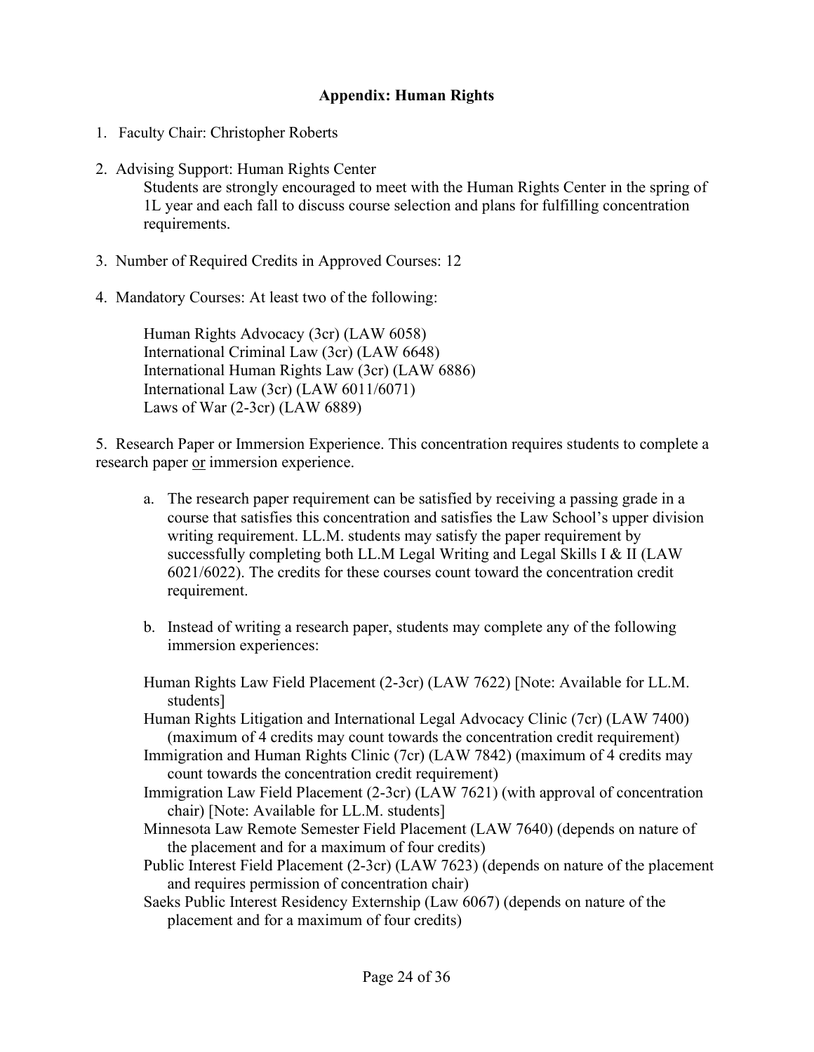## Appendix: Human Rights

1. Faculty Chair: Christopher Roberts

2. Advising Support: Human Rights Center

   Students are strongly encouraged to meet with the Human Rights Center in the spring of 1L year and each fall to discuss course selection and plans for fulfilling concentration requirements.

3. Number of Required Credits in Approved Courses: 12

4. Mandatory Courses: At least two of the following:

   Human Rights Advocacy (3cr) (LAW 6058)
   International Criminal Law (3cr) (LAW 6648)
   International Human Rights Law (3cr) (LAW 6886)
   International Law (3cr) (LAW 6011/6071)
   Laws of War (2-3cr) (LAW 6889)

5. Research Paper or Immersion Experience. This concentration requires students to complete a research paper <u>or</u> immersion experience.

   a. The research paper requirement can be satisfied by receiving a passing grade in a course that satisfies this concentration and satisfies the Law School's upper division writing requirement. LL.M. students may satisfy the paper requirement by successfully completing both LL.M Legal Writing and Legal Skills I & II (LAW 6021/6022). The credits for these courses count toward the concentration credit requirement.

   b. Instead of writing a research paper, students may complete any of the following immersion experiences:

   Human Rights Law Field Placement (2-3cr) (LAW 7622) [Note: Available for LL.M. students]
   Human Rights Litigation and International Legal Advocacy Clinic (7cr) (LAW 7400) (maximum of 4 credits may count towards the concentration credit requirement)
   Immigration and Human Rights Clinic (7cr) (LAW 7842) (maximum of 4 credits may count towards the concentration credit requirement)
   Immigration Law Field Placement (2-3cr) (LAW 7621) (with approval of concentration chair) [Note: Available for LL.M. students]
   Minnesota Law Remote Semester Field Placement (LAW 7640) (depends on nature of the placement and for a maximum of four credits)
   Public Interest Field Placement (2-3cr) (LAW 7623) (depends on nature of the placement and requires permission of concentration chair)
   Saeks Public Interest Residency Externship (Law 6067) (depends on nature of the placement and for a maximum of four credits)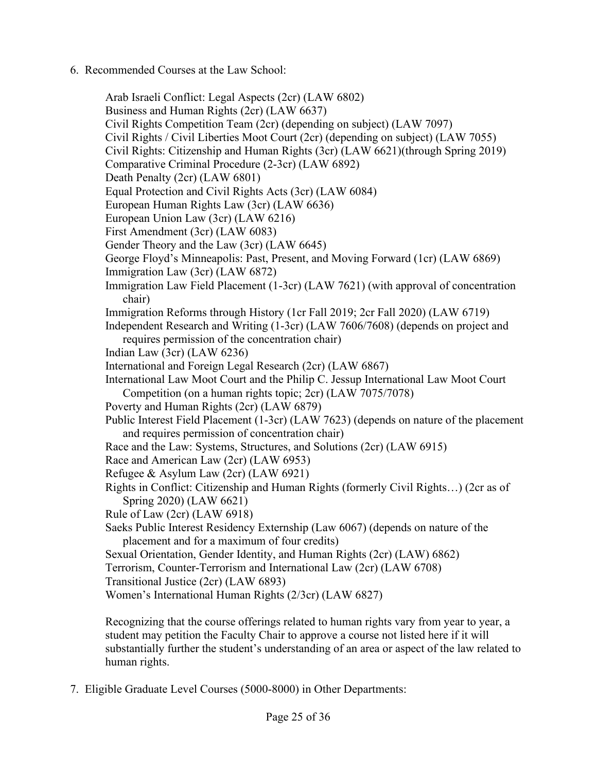6. Recommended Courses at the Law School:

   Arab Israeli Conflict: Legal Aspects (2cr) (LAW 6802)
   Business and Human Rights (2cr) (LAW 6637)
   Civil Rights Competition Team (2cr) (depending on subject) (LAW 7097)
   Civil Rights / Civil Liberties Moot Court (2cr) (depending on subject) (LAW 7055)
   Civil Rights: Citizenship and Human Rights (3cr) (LAW 6621)(through Spring 2019)
   Comparative Criminal Procedure (2-3cr) (LAW 6892)
   Death Penalty (2cr) (LAW 6801)
   Equal Protection and Civil Rights Acts (3cr) (LAW 6084)
   European Human Rights Law (3cr) (LAW 6636)
   European Union Law (3cr) (LAW 6216)
   First Amendment (3cr) (LAW 6083)
   Gender Theory and the Law (3cr) (LAW 6645)
   George Floyd's Minneapolis: Past, Present, and Moving Forward (1cr) (LAW 6869)
   Immigration Law (3cr) (LAW 6872)
   Immigration Law Field Placement (1-3cr) (LAW 7621) (with approval of concentration chair)
   Immigration Reforms through History (1cr Fall 2019; 2cr Fall 2020) (LAW 6719)
   Independent Research and Writing (1-3cr) (LAW 7606/7608) (depends on project and requires permission of the concentration chair)
   Indian Law (3cr) (LAW 6236)
   International and Foreign Legal Research (2cr) (LAW 6867)
   International Law Moot Court and the Philip C. Jessup International Law Moot Court Competition (on a human rights topic; 2cr) (LAW 7075/7078)
   Poverty and Human Rights (2cr) (LAW 6879)
   Public Interest Field Placement (1-3cr) (LAW 7623) (depends on nature of the placement and requires permission of concentration chair)
   Race and the Law: Systems, Structures, and Solutions (2cr) (LAW 6915)
   Race and American Law (2cr) (LAW 6953)
   Refugee & Asylum Law (2cr) (LAW 6921)
   Rights in Conflict: Citizenship and Human Rights (formerly Civil Rights…) (2cr as of Spring 2020) (LAW 6621)
   Rule of Law (2cr) (LAW 6918)
   Saeks Public Interest Residency Externship (Law 6067) (depends on nature of the placement and for a maximum of four credits)
   Sexual Orientation, Gender Identity, and Human Rights (2cr) (LAW) 6862)
   Terrorism, Counter-Terrorism and International Law (2cr) (LAW 6708)
   Transitional Justice (2cr) (LAW 6893)
   Women's International Human Rights (2/3cr) (LAW 6827)

   Recognizing that the course offerings related to human rights vary from year to year, a student may petition the Faculty Chair to approve a course not listed here if it will substantially further the student's understanding of an area or aspect of the law related to human rights.

7. Eligible Graduate Level Courses (5000-8000) in Other Departments: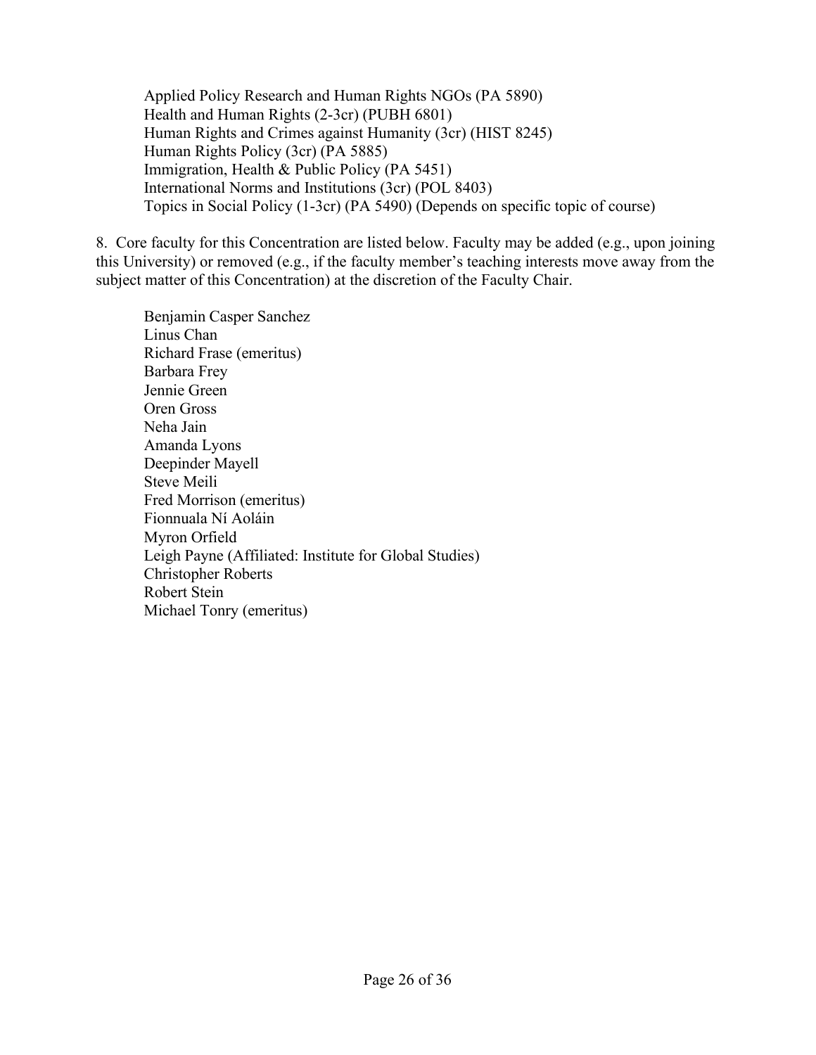Applied Policy Research and Human Rights NGOs (PA 5890)
Health and Human Rights (2-3cr) (PUBH 6801)
Human Rights and Crimes against Humanity (3cr) (HIST 8245)
Human Rights Policy (3cr) (PA 5885)
Immigration, Health & Public Policy (PA 5451)
International Norms and Institutions (3cr) (POL 8403)
Topics in Social Policy (1-3cr) (PA 5490) (Depends on specific topic of course)

8. Core faculty for this Concentration are listed below. Faculty may be added (e.g., upon joining this University) or removed (e.g., if the faculty member's teaching interests move away from the subject matter of this Concentration) at the discretion of the Faculty Chair.

Benjamin Casper Sanchez
Linus Chan
Richard Frase (emeritus)
Barbara Frey
Jennie Green
Oren Gross
Neha Jain
Amanda Lyons
Deepinder Mayell
Steve Meili
Fred Morrison (emeritus)
Fionnuala Ní Aoláin
Myron Orfield
Leigh Payne (Affiliated: Institute for Global Studies)
Christopher Roberts
Robert Stein
Michael Tonry (emeritus)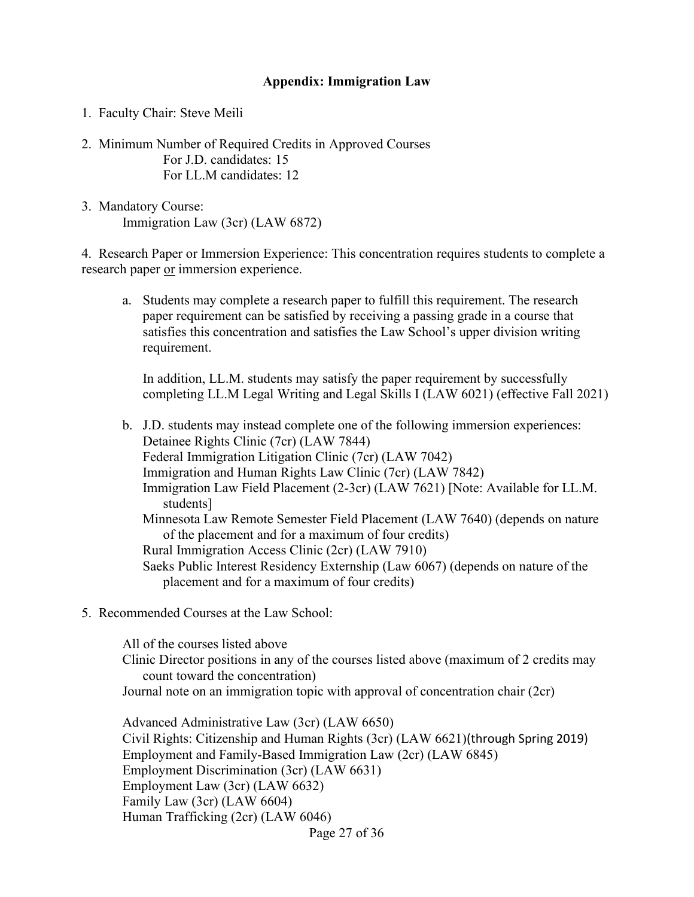## Appendix: Immigration Law

1. Faculty Chair: Steve Meili

2. Minimum Number of Required Credits in Approved Courses
   - For J.D. candidates: 15
   - For LL.M candidates: 12

3. Mandatory Course:
   - Immigration Law (3cr) (LAW 6872)

4. Research Paper or Immersion Experience: This concentration requires students to complete a research paper <u>or</u> immersion experience.

   a. Students may complete a research paper to fulfill this requirement. The research paper requirement can be satisfied by receiving a passing grade in a course that satisfies this concentration and satisfies the Law School's upper division writing requirement.

      In addition, LL.M. students may satisfy the paper requirement by successfully completing LL.M Legal Writing and Legal Skills I (LAW 6021) (effective Fall 2021)

   b. J.D. students may instead complete one of the following immersion experiences:
      - Detainee Rights Clinic (7cr) (LAW 7844)
      - Federal Immigration Litigation Clinic (7cr) (LAW 7042)
      - Immigration and Human Rights Law Clinic (7cr) (LAW 7842)
      - Immigration Law Field Placement (2-3cr) (LAW 7621) [Note: Available for LL.M. students]
      - Minnesota Law Remote Semester Field Placement (LAW 7640) (depends on nature of the placement and for a maximum of four credits)
      - Rural Immigration Access Clinic (2cr) (LAW 7910)
      - Saeks Public Interest Residency Externship (Law 6067) (depends on nature of the placement and for a maximum of four credits)

5. Recommended Courses at the Law School:

   - All of the courses listed above
   - Clinic Director positions in any of the courses listed above (maximum of 2 credits may count toward the concentration)
   - Journal note on an immigration topic with approval of concentration chair (2cr)

   - Advanced Administrative Law (3cr) (LAW 6650)
   - Civil Rights: Citizenship and Human Rights (3cr) (LAW 6621)(through Spring 2019)
   - Employment and Family-Based Immigration Law (2cr) (LAW 6845)
   - Employment Discrimination (3cr) (LAW 6631)
   - Employment Law (3cr) (LAW 6632)
   - Family Law (3cr) (LAW 6604)
   - Human Trafficking (2cr) (LAW 6046)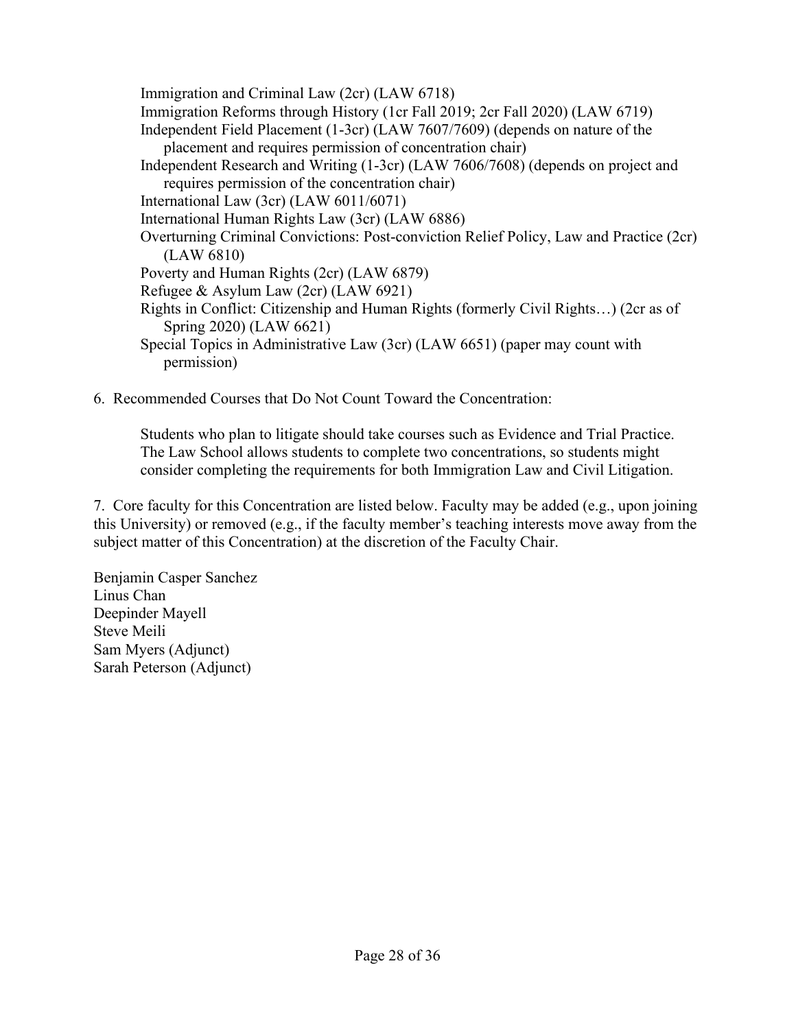- Immigration and Criminal Law (2cr) (LAW 6718)
- Immigration Reforms through History (1cr Fall 2019; 2cr Fall 2020) (LAW 6719)
- Independent Field Placement (1-3cr) (LAW 7607/7609) (depends on nature of the placement and requires permission of concentration chair)
- Independent Research and Writing (1-3cr) (LAW 7606/7608) (depends on project and requires permission of the concentration chair)
- International Law (3cr) (LAW 6011/6071)
- International Human Rights Law (3cr) (LAW 6886)
- Overturning Criminal Convictions: Post-conviction Relief Policy, Law and Practice (2cr) (LAW 6810)
- Poverty and Human Rights (2cr) (LAW 6879)
- Refugee & Asylum Law (2cr) (LAW 6921)
- Rights in Conflict: Citizenship and Human Rights (formerly Civil Rights…) (2cr as of Spring 2020) (LAW 6621)
- Special Topics in Administrative Law (3cr) (LAW 6651) (paper may count with permission)

6. Recommended Courses that Do Not Count Toward the Concentration:

   Students who plan to litigate should take courses such as Evidence and Trial Practice. The Law School allows students to complete two concentrations, so students might consider completing the requirements for both Immigration Law and Civil Litigation.

7. Core faculty for this Concentration are listed below. Faculty may be added (e.g., upon joining this University) or removed (e.g., if the faculty member's teaching interests move away from the subject matter of this Concentration) at the discretion of the Faculty Chair.

Benjamin Casper Sanchez
Linus Chan
Deepinder Mayell
Steve Meili
Sam Myers (Adjunct)
Sarah Peterson (Adjunct)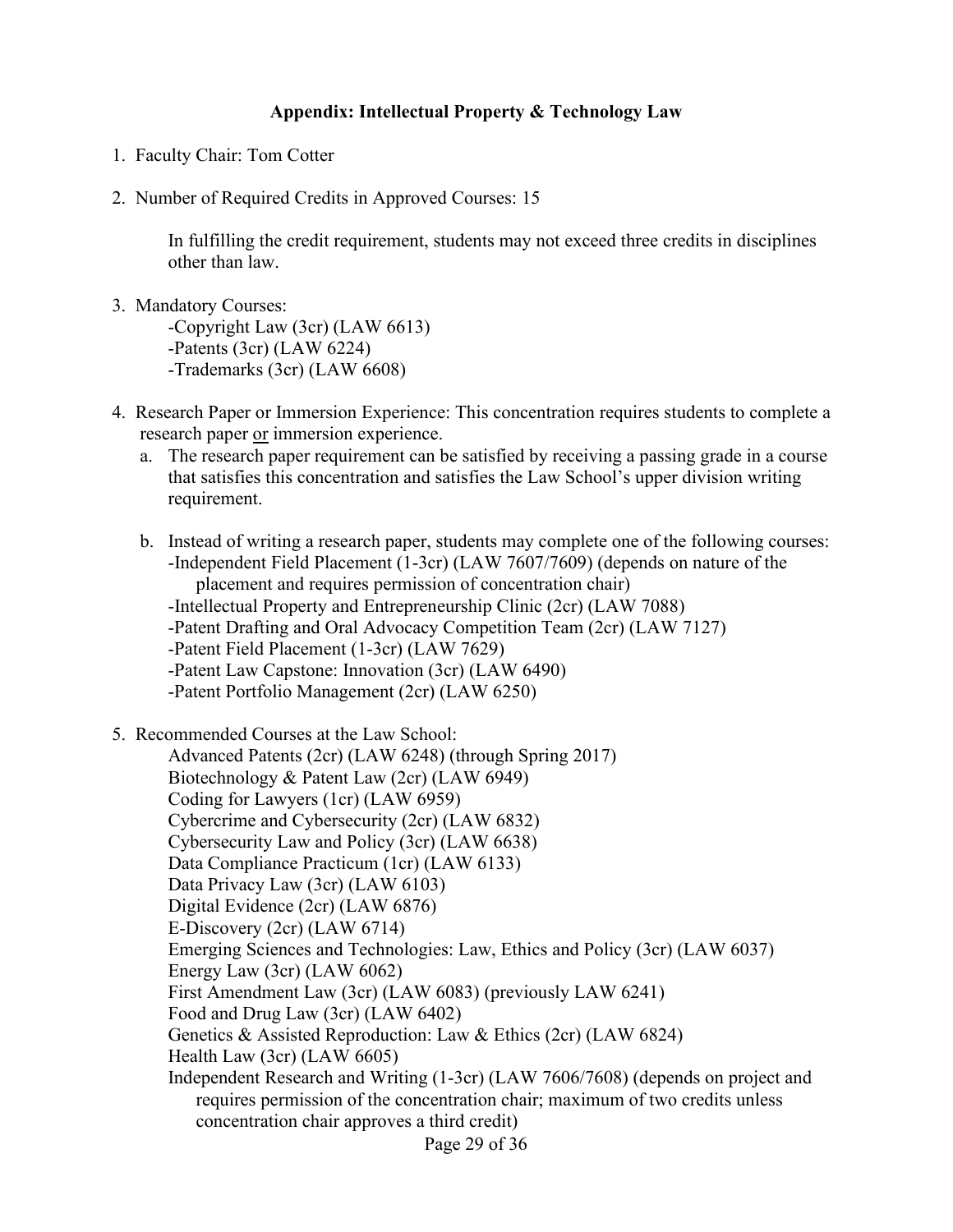## Appendix: Intellectual Property & Technology Law

1. Faculty Chair: Tom Cotter

2. Number of Required Credits in Approved Courses: 15

   In fulfilling the credit requirement, students may not exceed three credits in disciplines other than law.

3. Mandatory Courses:
   - -Copyright Law (3cr) (LAW 6613)
   - -Patents (3cr) (LAW 6224)
   - -Trademarks (3cr) (LAW 6608)

4. Research Paper or Immersion Experience: This concentration requires students to complete a research paper <u>or</u> immersion experience.

   a. The research paper requirement can be satisfied by receiving a passing grade in a course that satisfies this concentration and satisfies the Law School's upper division writing requirement.

   b. Instead of writing a research paper, students may complete one of the following courses:
      - -Independent Field Placement (1-3cr) (LAW 7607/7609) (depends on nature of the placement and requires permission of concentration chair)
      - -Intellectual Property and Entrepreneurship Clinic (2cr) (LAW 7088)
      - -Patent Drafting and Oral Advocacy Competition Team (2cr) (LAW 7127)
      - -Patent Field Placement (1-3cr) (LAW 7629)
      - -Patent Law Capstone: Innovation (3cr) (LAW 6490)
      - -Patent Portfolio Management (2cr) (LAW 6250)

5. Recommended Courses at the Law School:
   - Advanced Patents (2cr) (LAW 6248) (through Spring 2017)
   - Biotechnology & Patent Law (2cr) (LAW 6949)
   - Coding for Lawyers (1cr) (LAW 6959)
   - Cybercrime and Cybersecurity (2cr) (LAW 6832)
   - Cybersecurity Law and Policy (3cr) (LAW 6638)
   - Data Compliance Practicum (1cr) (LAW 6133)
   - Data Privacy Law (3cr) (LAW 6103)
   - Digital Evidence (2cr) (LAW 6876)
   - E-Discovery (2cr) (LAW 6714)
   - Emerging Sciences and Technologies: Law, Ethics and Policy (3cr) (LAW 6037)
   - Energy Law (3cr) (LAW 6062)
   - First Amendment Law (3cr) (LAW 6083) (previously LAW 6241)
   - Food and Drug Law (3cr) (LAW 6402)
   - Genetics & Assisted Reproduction: Law & Ethics (2cr) (LAW 6824)
   - Health Law (3cr) (LAW 6605)
   - Independent Research and Writing (1-3cr) (LAW 7606/7608) (depends on project and requires permission of the concentration chair; maximum of two credits unless concentration chair approves a third credit)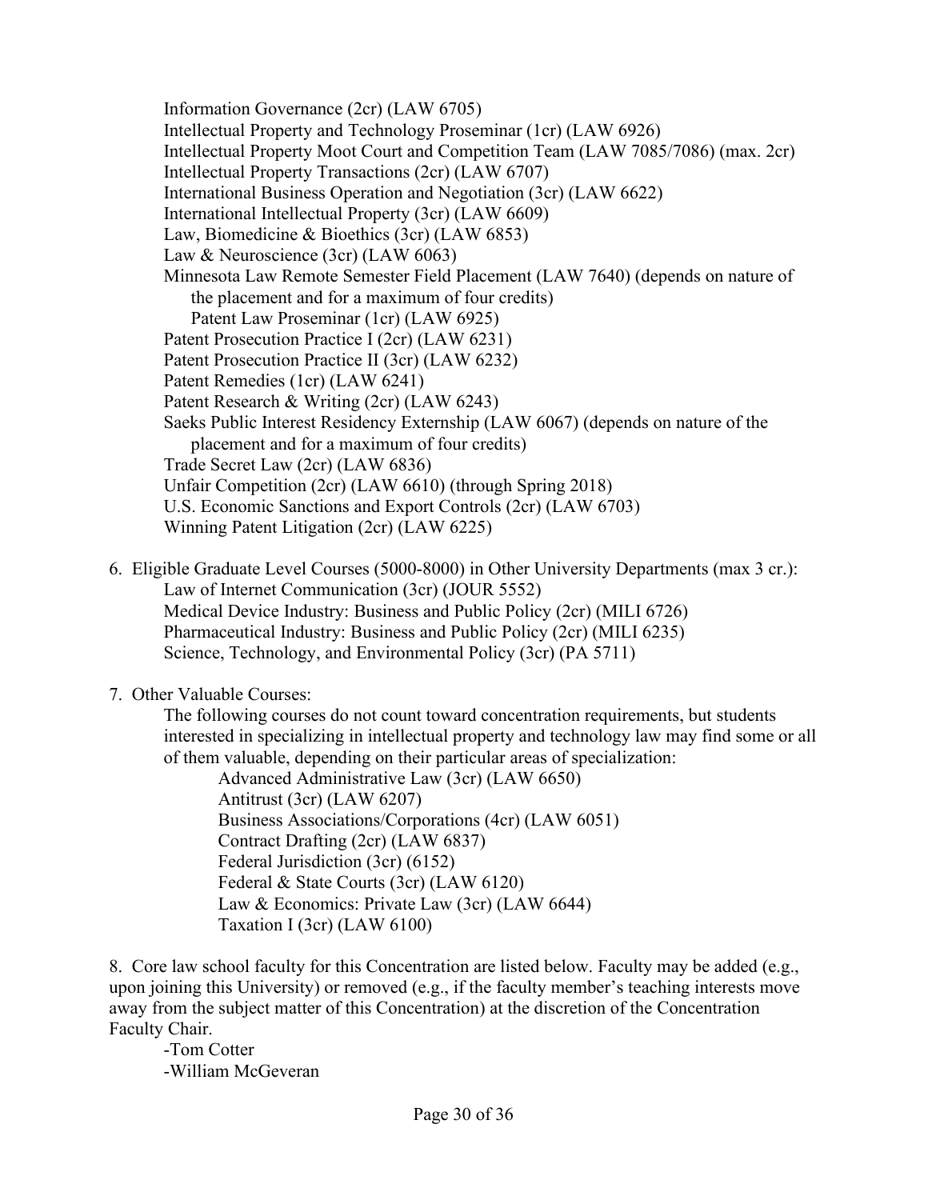- Information Governance (2cr) (LAW 6705)
- Intellectual Property and Technology Proseminar (1cr) (LAW 6926)
- Intellectual Property Moot Court and Competition Team (LAW 7085/7086) (max. 2cr)
- Intellectual Property Transactions (2cr) (LAW 6707)
- International Business Operation and Negotiation (3cr) (LAW 6622)
- International Intellectual Property (3cr) (LAW 6609)
- Law, Biomedicine & Bioethics (3cr) (LAW 6853)
- Law & Neuroscience (3cr) (LAW 6063)
- Minnesota Law Remote Semester Field Placement (LAW 7640) (depends on nature of the placement and for a maximum of four credits)
- Patent Law Proseminar (1cr) (LAW 6925)
- Patent Prosecution Practice I (2cr) (LAW 6231)
- Patent Prosecution Practice II (3cr) (LAW 6232)
- Patent Remedies (1cr) (LAW 6241)
- Patent Research & Writing (2cr) (LAW 6243)
- Saeks Public Interest Residency Externship (LAW 6067) (depends on nature of the placement and for a maximum of four credits)
- Trade Secret Law (2cr) (LAW 6836)
- Unfair Competition (2cr) (LAW 6610) (through Spring 2018)
- U.S. Economic Sanctions and Export Controls (2cr) (LAW 6703)
- Winning Patent Litigation (2cr) (LAW 6225)

6. Eligible Graduate Level Courses (5000-8000) in Other University Departments (max 3 cr.):
   - Law of Internet Communication (3cr) (JOUR 5552)
   - Medical Device Industry: Business and Public Policy (2cr) (MILI 6726)
   - Pharmaceutical Industry: Business and Public Policy (2cr) (MILI 6235)
   - Science, Technology, and Environmental Policy (3cr) (PA 5711)

7. Other Valuable Courses:

   The following courses do not count toward concentration requirements, but students interested in specializing in intellectual property and technology law may find some or all of them valuable, depending on their particular areas of specialization:
   - Advanced Administrative Law (3cr) (LAW 6650)
   - Antitrust (3cr) (LAW 6207)
   - Business Associations/Corporations (4cr) (LAW 6051)
   - Contract Drafting (2cr) (LAW 6837)
   - Federal Jurisdiction (3cr) (6152)
   - Federal & State Courts (3cr) (LAW 6120)
   - Law & Economics: Private Law (3cr) (LAW 6644)
   - Taxation I (3cr) (LAW 6100)

8. Core law school faculty for this Concentration are listed below. Faculty may be added (e.g., upon joining this University) or removed (e.g., if the faculty member's teaching interests move away from the subject matter of this Concentration) at the discretion of the Concentration Faculty Chair.

   -Tom Cotter

   -William McGeveran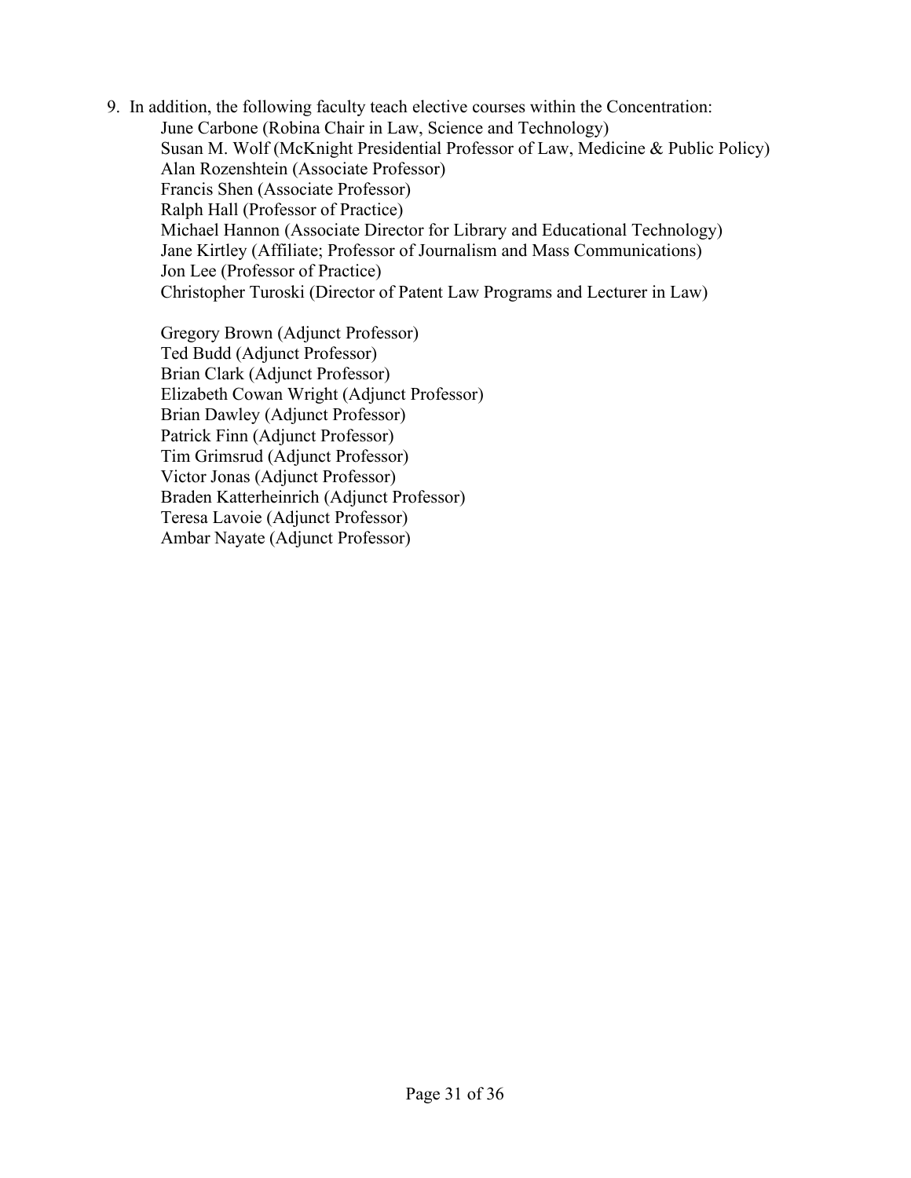9. In addition, the following faculty teach elective courses within the Concentration:

    June Carbone (Robina Chair in Law, Science and Technology)
    Susan M. Wolf (McKnight Presidential Professor of Law, Medicine & Public Policy)
    Alan Rozenshtein (Associate Professor)
    Francis Shen (Associate Professor)
    Ralph Hall (Professor of Practice)
    Michael Hannon (Associate Director for Library and Educational Technology)
    Jane Kirtley (Affiliate; Professor of Journalism and Mass Communications)
    Jon Lee (Professor of Practice)
    Christopher Turoski (Director of Patent Law Programs and Lecturer in Law)

    Gregory Brown (Adjunct Professor)
    Ted Budd (Adjunct Professor)
    Brian Clark (Adjunct Professor)
    Elizabeth Cowan Wright (Adjunct Professor)
    Brian Dawley (Adjunct Professor)
    Patrick Finn (Adjunct Professor)
    Tim Grimsrud (Adjunct Professor)
    Victor Jonas (Adjunct Professor)
    Braden Katterheinrich (Adjunct Professor)
    Teresa Lavoie (Adjunct Professor)
    Ambar Nayate (Adjunct Professor)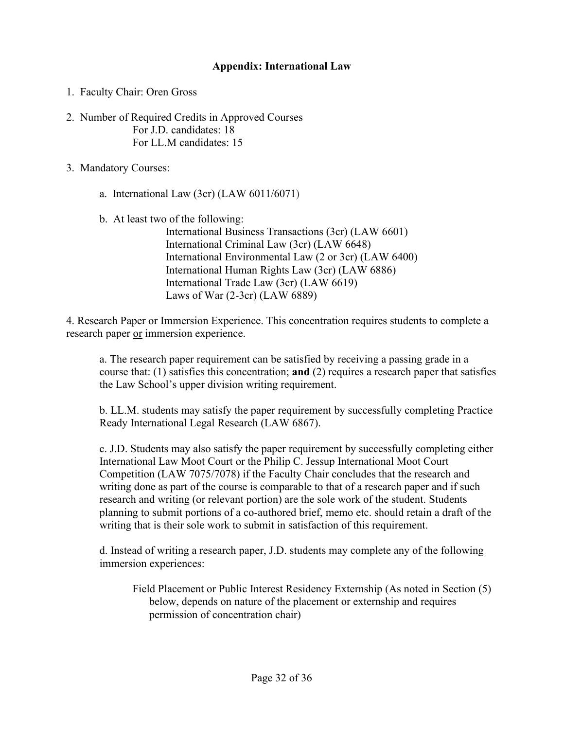## Appendix: International Law

1. Faculty Chair: Oren Gross

2. Number of Required Credits in Approved Courses
   - For J.D. candidates: 18
   - For LL.M candidates: 15

3. Mandatory Courses:

   a. International Law (3cr) (LAW 6011/6071)

   b. At least two of the following:
      - International Business Transactions (3cr) (LAW 6601)
      - International Criminal Law (3cr) (LAW 6648)
      - International Environmental Law (2 or 3cr) (LAW 6400)
      - International Human Rights Law (3cr) (LAW 6886)
      - International Trade Law (3cr) (LAW 6619)
      - Laws of War (2-3cr) (LAW 6889)

4. Research Paper or Immersion Experience. This concentration requires students to complete a research paper <u>or</u> immersion experience.

   a. The research paper requirement can be satisfied by receiving a passing grade in a course that: (1) satisfies this concentration; **and** (2) requires a research paper that satisfies the Law School's upper division writing requirement.

   b. LL.M. students may satisfy the paper requirement by successfully completing Practice Ready International Legal Research (LAW 6867).

   c. J.D. Students may also satisfy the paper requirement by successfully completing either International Law Moot Court or the Philip C. Jessup International Moot Court Competition (LAW 7075/7078) if the Faculty Chair concludes that the research and writing done as part of the course is comparable to that of a research paper and if such research and writing (or relevant portion) are the sole work of the student. Students planning to submit portions of a co-authored brief, memo etc. should retain a draft of the writing that is their sole work to submit in satisfaction of this requirement.

   d. Instead of writing a research paper, J.D. students may complete any of the following immersion experiences:

      Field Placement or Public Interest Residency Externship (As noted in Section (5) below, depends on nature of the placement or externship and requires permission of concentration chair)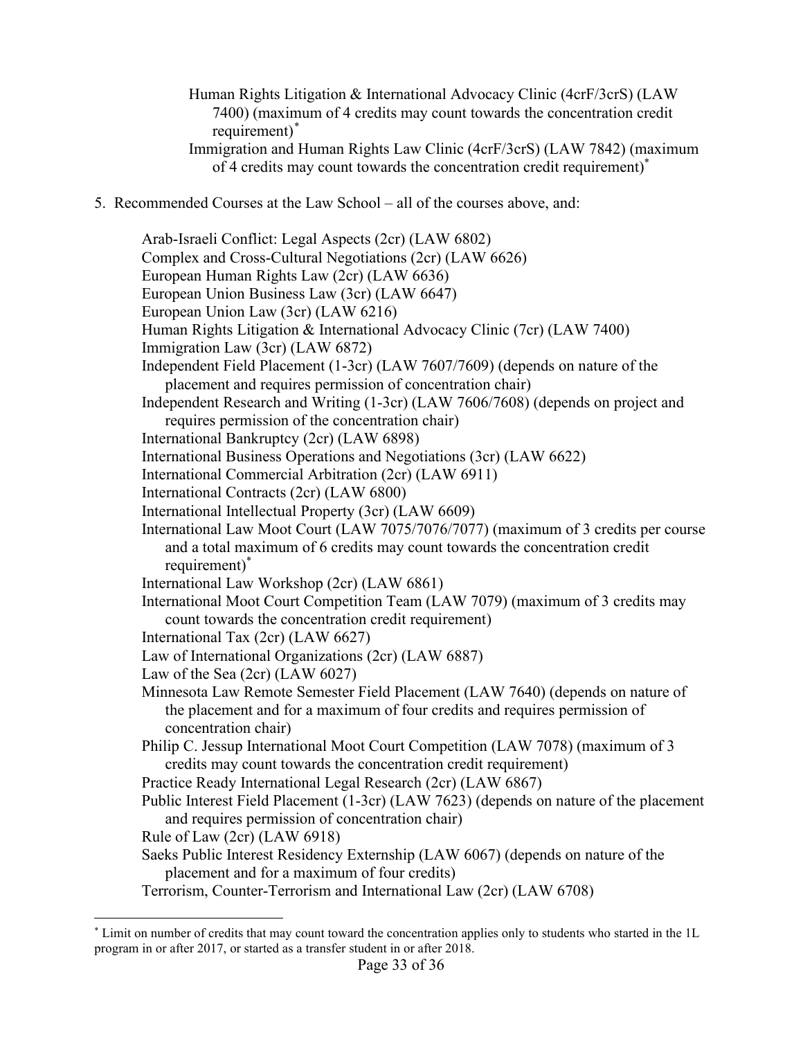Human Rights Litigation & International Advocacy Clinic (4crF/3crS) (LAW 7400) (maximum of 4 credits may count towards the concentration credit requirement)*

Immigration and Human Rights Law Clinic (4crF/3crS) (LAW 7842) (maximum of 4 credits may count towards the concentration credit requirement)*

5. Recommended Courses at the Law School – all of the courses above, and:

Arab-Israeli Conflict: Legal Aspects (2cr) (LAW 6802)
Complex and Cross-Cultural Negotiations (2cr) (LAW 6626)
European Human Rights Law (2cr) (LAW 6636)
European Union Business Law (3cr) (LAW 6647)
European Union Law (3cr) (LAW 6216)
Human Rights Litigation & International Advocacy Clinic (7cr) (LAW 7400)
Immigration Law (3cr) (LAW 6872)
Independent Field Placement (1-3cr) (LAW 7607/7609) (depends on nature of the placement and requires permission of concentration chair)
Independent Research and Writing (1-3cr) (LAW 7606/7608) (depends on project and requires permission of the concentration chair)
International Bankruptcy (2cr) (LAW 6898)
International Business Operations and Negotiations (3cr) (LAW 6622)
International Commercial Arbitration (2cr) (LAW 6911)
International Contracts (2cr) (LAW 6800)
International Intellectual Property (3cr) (LAW 6609)
International Law Moot Court (LAW 7075/7076/7077) (maximum of 3 credits per course and a total maximum of 6 credits may count towards the concentration credit requirement)*
International Law Workshop (2cr) (LAW 6861)
International Moot Court Competition Team (LAW 7079) (maximum of 3 credits may count towards the concentration credit requirement)
International Tax (2cr) (LAW 6627)
Law of International Organizations (2cr) (LAW 6887)
Law of the Sea (2cr) (LAW 6027)
Minnesota Law Remote Semester Field Placement (LAW 7640) (depends on nature of the placement and for a maximum of four credits and requires permission of concentration chair)
Philip C. Jessup International Moot Court Competition (LAW 7078) (maximum of 3 credits may count towards the concentration credit requirement)
Practice Ready International Legal Research (2cr) (LAW 6867)
Public Interest Field Placement (1-3cr) (LAW 7623) (depends on nature of the placement and requires permission of concentration chair)
Rule of Law (2cr) (LAW 6918)
Saeks Public Interest Residency Externship (LAW 6067) (depends on nature of the placement and for a maximum of four credits)
Terrorism, Counter-Terrorism and International Law (2cr) (LAW 6708)

* Limit on number of credits that may count toward the concentration applies only to students who started in the 1L program in or after 2017, or started as a transfer student in or after 2018.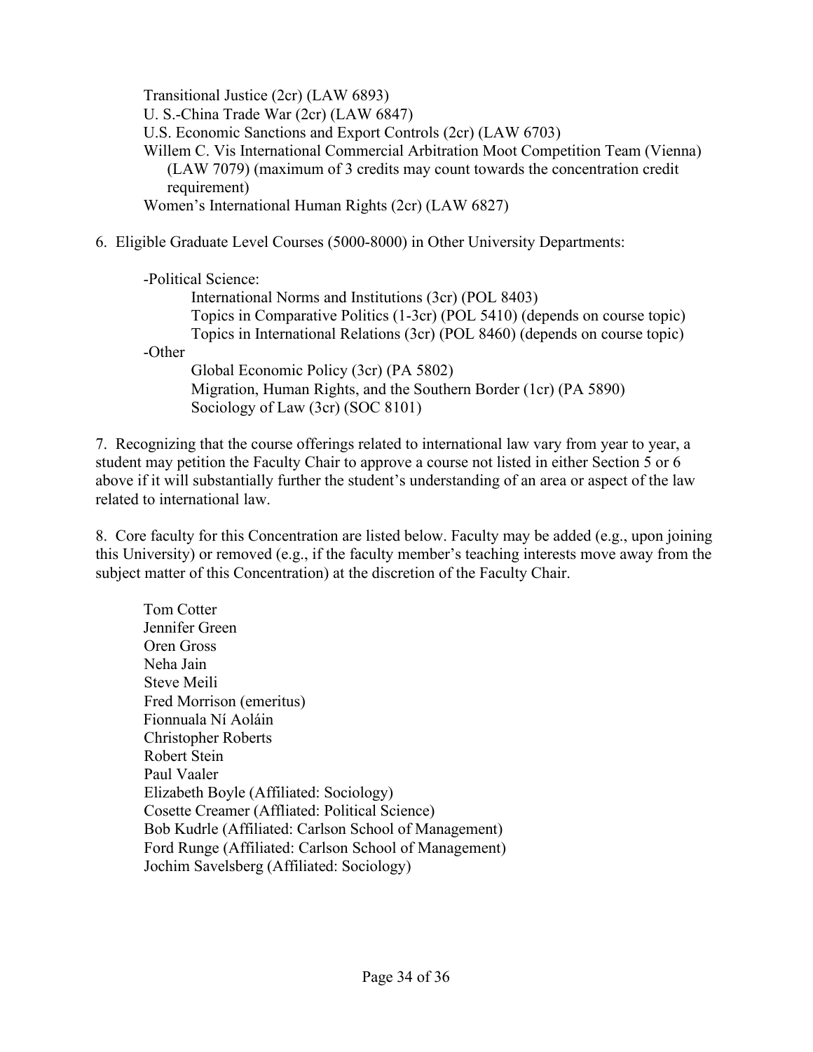Transitional Justice (2cr) (LAW 6893)
U. S.-China Trade War (2cr) (LAW 6847)
U.S. Economic Sanctions and Export Controls (2cr) (LAW 6703)
Willem C. Vis International Commercial Arbitration Moot Competition Team (Vienna) (LAW 7079) (maximum of 3 credits may count towards the concentration credit requirement)
Women's International Human Rights (2cr) (LAW 6827)

6. Eligible Graduate Level Courses (5000-8000) in Other University Departments:

-Political Science:
International Norms and Institutions (3cr) (POL 8403)
Topics in Comparative Politics (1-3cr) (POL 5410) (depends on course topic)
Topics in International Relations (3cr) (POL 8460) (depends on course topic)

-Other
Global Economic Policy (3cr) (PA 5802)
Migration, Human Rights, and the Southern Border (1cr) (PA 5890)
Sociology of Law (3cr) (SOC 8101)

7. Recognizing that the course offerings related to international law vary from year to year, a student may petition the Faculty Chair to approve a course not listed in either Section 5 or 6 above if it will substantially further the student's understanding of an area or aspect of the law related to international law.

8. Core faculty for this Concentration are listed below. Faculty may be added (e.g., upon joining this University) or removed (e.g., if the faculty member's teaching interests move away from the subject matter of this Concentration) at the discretion of the Faculty Chair.

Tom Cotter
Jennifer Green
Oren Gross
Neha Jain
Steve Meili
Fred Morrison (emeritus)
Fionnuala Ní Aoláin
Christopher Roberts
Robert Stein
Paul Vaaler
Elizabeth Boyle (Affiliated: Sociology)
Cosette Creamer (Affliated: Political Science)
Bob Kudrle (Affiliated: Carlson School of Management)
Ford Runge (Affiliated: Carlson School of Management)
Jochim Savelsberg (Affiliated: Sociology)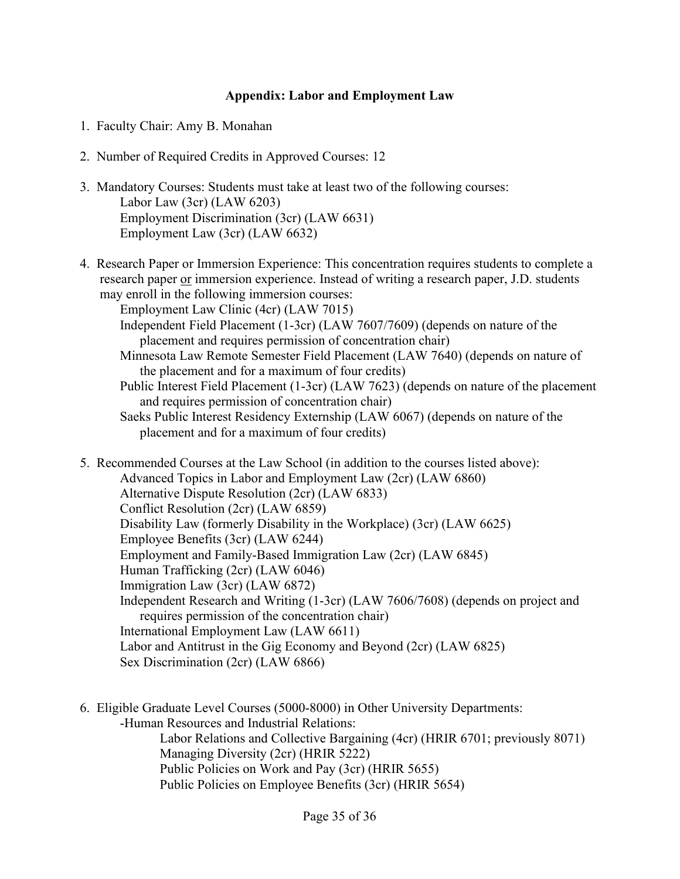**Appendix: Labor and Employment Law**

1. Faculty Chair: Amy B. Monahan

2. Number of Required Credits in Approved Courses: 12

3. Mandatory Courses: Students must take at least two of the following courses:
   - Labor Law (3cr) (LAW 6203)
   - Employment Discrimination (3cr) (LAW 6631)
   - Employment Law (3cr) (LAW 6632)

4. Research Paper or Immersion Experience: This concentration requires students to complete a research paper <u>or</u> immersion experience. Instead of writing a research paper, J.D. students may enroll in the following immersion courses:
   - Employment Law Clinic (4cr) (LAW 7015)
   - Independent Field Placement (1-3cr) (LAW 7607/7609) (depends on nature of the placement and requires permission of concentration chair)
   - Minnesota Law Remote Semester Field Placement (LAW 7640) (depends on nature of the placement and for a maximum of four credits)
   - Public Interest Field Placement (1-3cr) (LAW 7623) (depends on nature of the placement and requires permission of concentration chair)
   - Saeks Public Interest Residency Externship (LAW 6067) (depends on nature of the placement and for a maximum of four credits)

5. Recommended Courses at the Law School (in addition to the courses listed above):
   - Advanced Topics in Labor and Employment Law (2cr) (LAW 6860)
   - Alternative Dispute Resolution (2cr) (LAW 6833)
   - Conflict Resolution (2cr) (LAW 6859)
   - Disability Law (formerly Disability in the Workplace) (3cr) (LAW 6625)
   - Employee Benefits (3cr) (LAW 6244)
   - Employment and Family-Based Immigration Law (2cr) (LAW 6845)
   - Human Trafficking (2cr) (LAW 6046)
   - Immigration Law (3cr) (LAW 6872)
   - Independent Research and Writing (1-3cr) (LAW 7606/7608) (depends on project and requires permission of the concentration chair)
   - International Employment Law (LAW 6611)
   - Labor and Antitrust in the Gig Economy and Beyond (2cr) (LAW 6825)
   - Sex Discrimination (2cr) (LAW 6866)

6. Eligible Graduate Level Courses (5000-8000) in Other University Departments:
   - Human Resources and Industrial Relations:
     - Labor Relations and Collective Bargaining (4cr) (HRIR 6701; previously 8071)
     - Managing Diversity (2cr) (HRIR 5222)
     - Public Policies on Work and Pay (3cr) (HRIR 5655)
     - Public Policies on Employee Benefits (3cr) (HRIR 5654)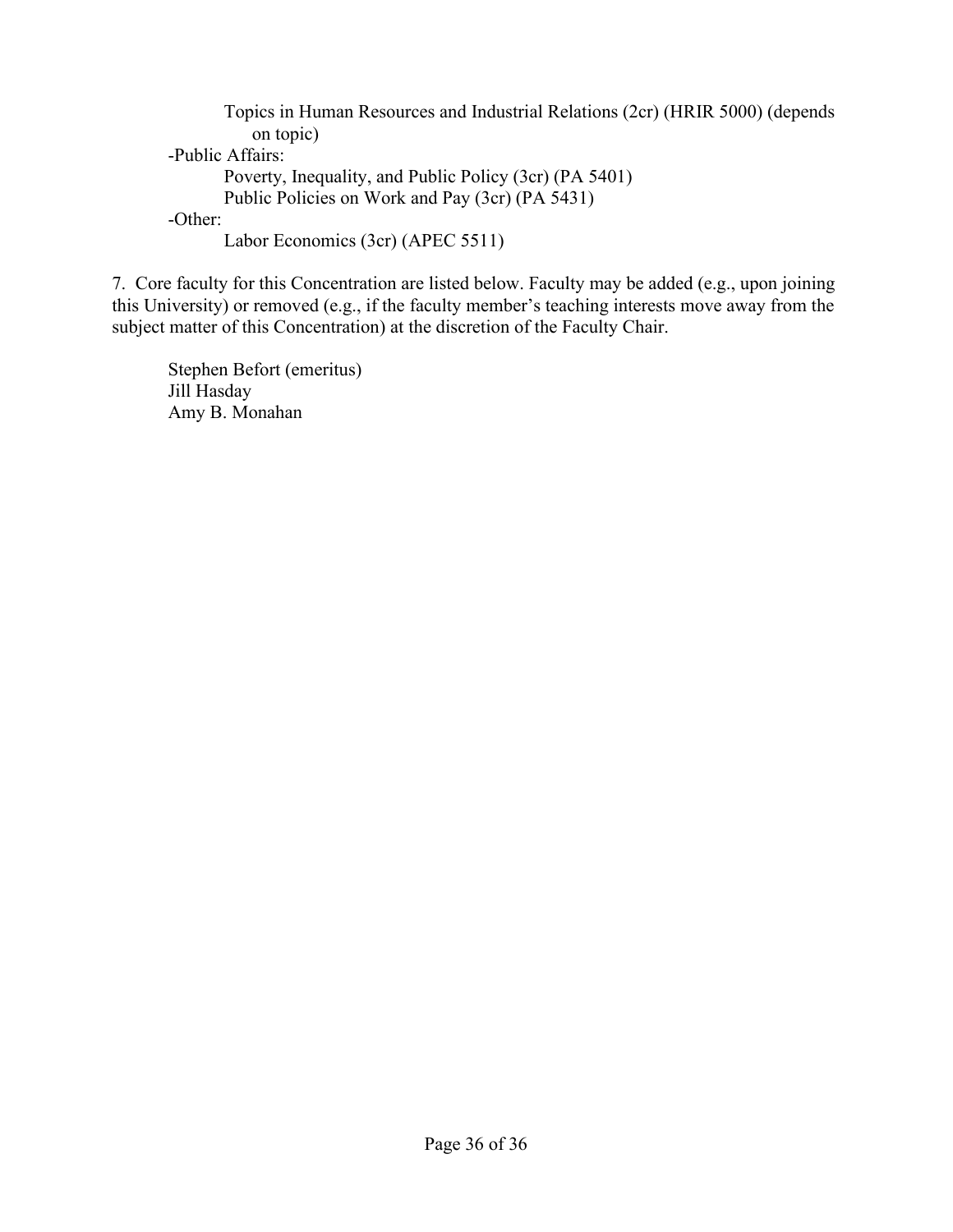Topics in Human Resources and Industrial Relations (2cr) (HRIR 5000) (depends on topic)

-Public Affairs:

Poverty, Inequality, and Public Policy (3cr) (PA 5401)
Public Policies on Work and Pay (3cr) (PA 5431)

-Other:

Labor Economics (3cr) (APEC 5511)

7. Core faculty for this Concentration are listed below. Faculty may be added (e.g., upon joining this University) or removed (e.g., if the faculty member's teaching interests move away from the subject matter of this Concentration) at the discretion of the Faculty Chair.

Stephen Befort (emeritus)
Jill Hasday
Amy B. Monahan